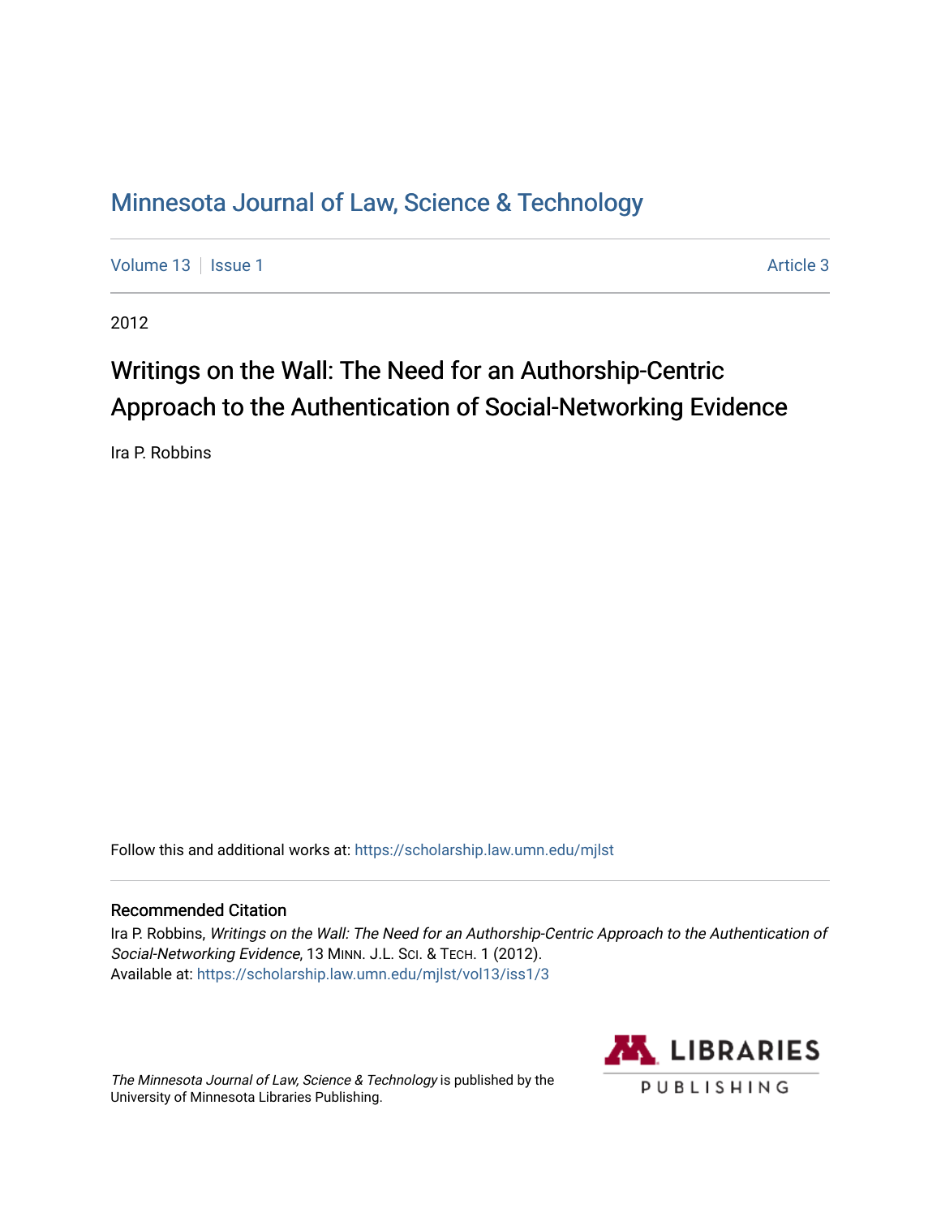# Minnesota Journal of Law, Science & Technology

Volume 13 | Issue 1 Article 3

2012

## Writings on the Wall: The Need for an Authorship-Centric Approach to the Authentication of Social-Networking Evidence

Ira P. Robbins

Follow this and additional works at: https://scholarship.law.umn.edu/mjlst

### Recommended Citation

Ira P. Robbins, *Writings on the Wall: The Need for an Authorship-Centric Approach to the Authentication of Social-Networking Evidence*, 13 MINN. J.L. SCI. & TECH. 1 (2012).
Available at: https://scholarship.law.umn.edu/mjlst/vol13/iss1/3

*The Minnesota Journal of Law, Science & Technology* is published by the University of Minnesota Libraries Publishing.

LIBRARIES PUBLISHING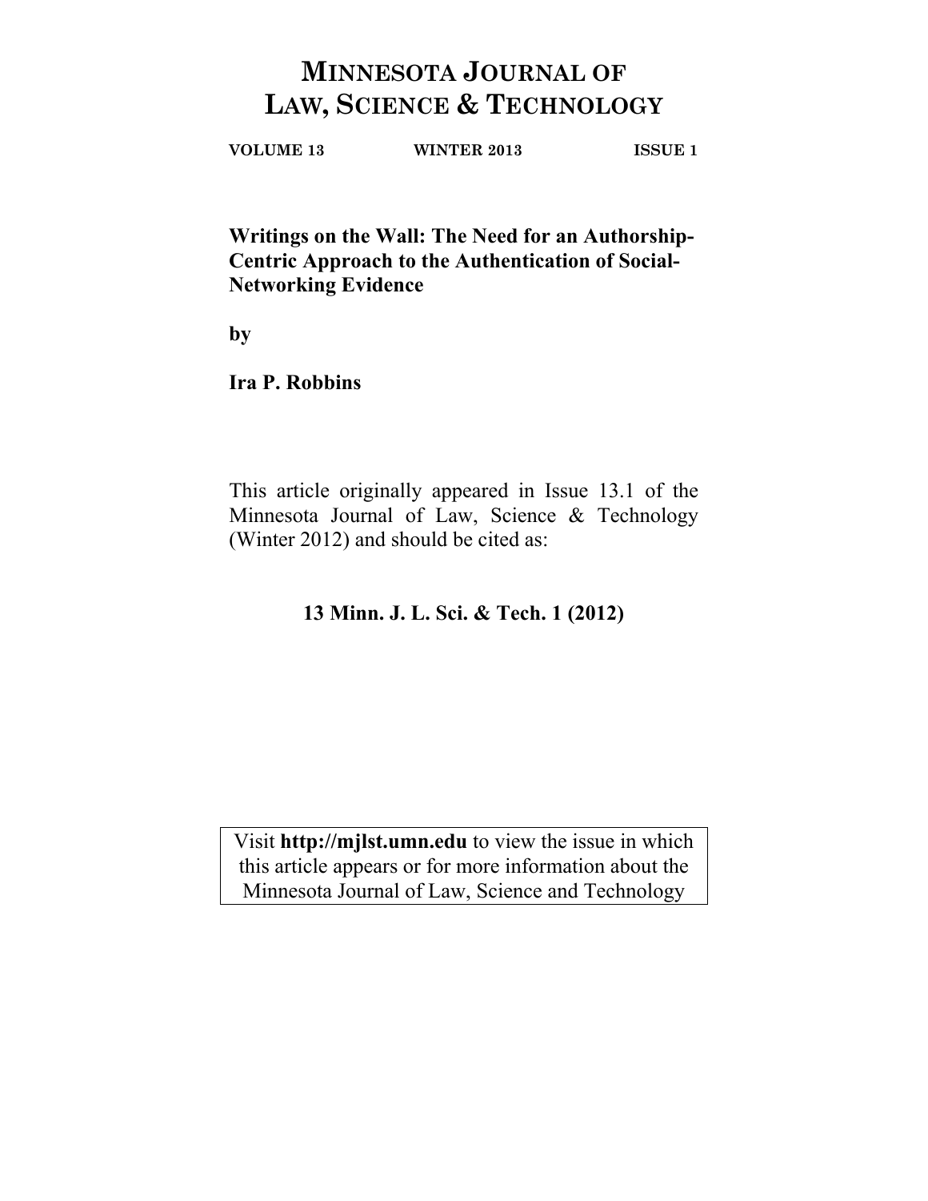# MINNESOTA JOURNAL OF LAW, SCIENCE & TECHNOLOGY

**VOLUME 13** **WINTER 2013** **ISSUE 1**

**Writings on the Wall: The Need for an Authorship-Centric Approach to the Authentication of Social-Networking Evidence**

**by**

**Ira P. Robbins**

This article originally appeared in Issue 13.1 of the Minnesota Journal of Law, Science & Technology (Winter 2012) and should be cited as:

**13 Minn. J. L. Sci. & Tech. 1 (2012)**

Visit **http://mjlst.umn.edu** to view the issue in which this article appears or for more information about the Minnesota Journal of Law, Science and Technology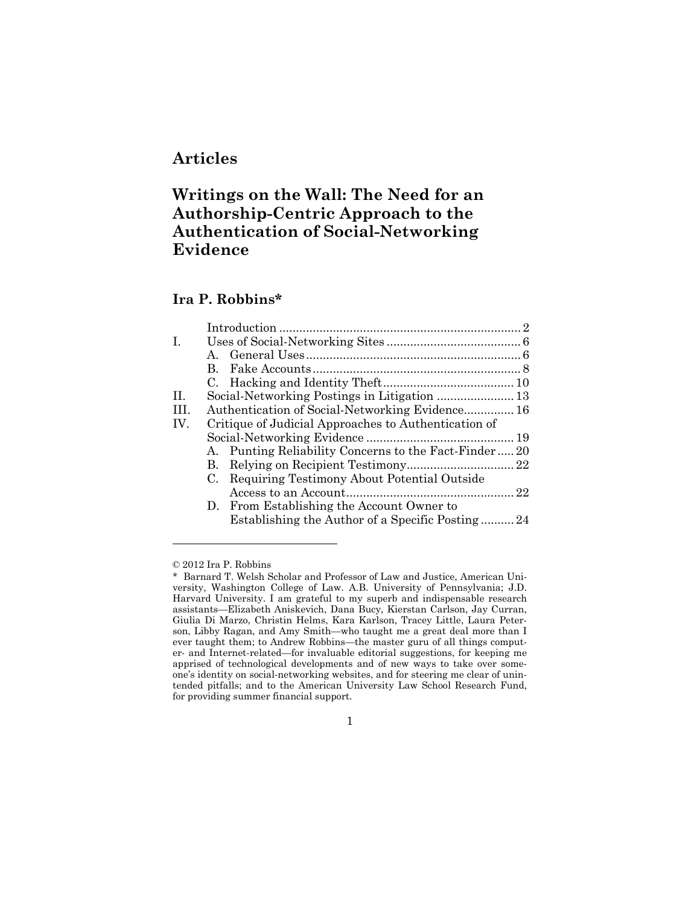## Articles

# Writings on the Wall: The Need for an Authorship-Centric Approach to the Authentication of Social-Networking Evidence

### Ira P. Robbins*

| | | |
|---|---|---|
| | Introduction | 2 |
| I. | Uses of Social-Networking Sites | 6 |
| | A. General Uses | 6 |
| | B. Fake Accounts | 8 |
| | C. Hacking and Identity Theft | 10 |
| II. | Social-Networking Postings in Litigation | 13 |
| III. | Authentication of Social-Networking Evidence | 16 |
| IV. | Critique of Judicial Approaches to Authentication of Social-Networking Evidence | 19 |
| | A. Punting Reliability Concerns to the Fact-Finder | 20 |
| | B. Relying on Recipient Testimony | 22 |
| | C. Requiring Testimony About Potential Outside Access to an Account | 22 |
| | D. From Establishing the Account Owner to Establishing the Author of a Specific Posting | 24 |

---

© 2012 Ira P. Robbins

\* Barnard T. Welsh Scholar and Professor of Law and Justice, American University, Washington College of Law. A.B. University of Pennsylvania; J.D. Harvard University. I am grateful to my superb and indispensable research assistants—Elizabeth Aniskevich, Dana Bucy, Kierstan Carlson, Jay Curran, Giulia Di Marzo, Christin Helms, Kara Karlson, Tracey Little, Laura Peterson, Libby Ragan, and Amy Smith—who taught me a great deal more than I ever taught them; to Andrew Robbins—the master guru of all things computer- and Internet-related—for invaluable editorial suggestions, for keeping me apprised of technological developments and of new ways to take over someone's identity on social-networking websites, and for steering me clear of unintended pitfalls; and to the American University Law School Research Fund, for providing summer financial support.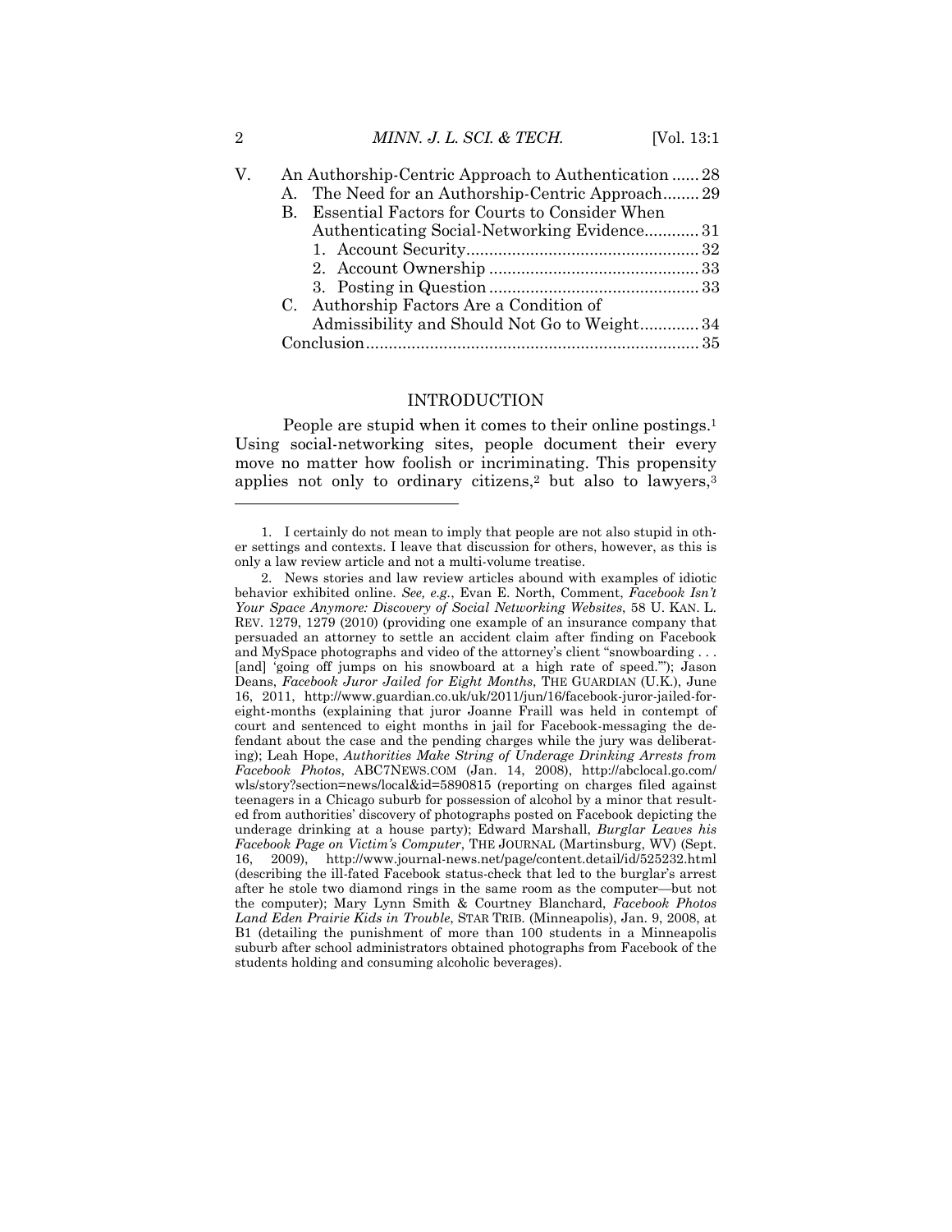V. An Authorship-Centric Approach to Authentication ...... 28
   A. The Need for an Authorship-Centric Approach........ 29
   B. Essential Factors for Courts to Consider When Authenticating Social-Networking Evidence............ 31
      1. Account Security.................................................. 32
      2. Account Ownership .............................................. 33
      3. Posting in Question ............................................. 33
   C. Authorship Factors Are a Condition of Admissibility and Should Not Go to Weight............. 34
Conclusion......................................................................... 35

## INTRODUCTION

People are stupid when it comes to their online postings.[1] Using social-networking sites, people document their every move no matter how foolish or incriminating. This propensity applies not only to ordinary citizens,[2] but also to lawyers,[3]

---

1. I certainly do not mean to imply that people are not also stupid in other settings and contexts. I leave that discussion for others, however, as this is only a law review article and not a multi-volume treatise.

2. News stories and law review articles abound with examples of idiotic behavior exhibited online. *See, e.g.*, Evan E. North, Comment, *Facebook Isn't Your Space Anymore: Discovery of Social Networking Websites*, 58 U. KAN. L. REV. 1279, 1279 (2010) (providing one example of an insurance company that persuaded an attorney to settle an accident claim after finding on Facebook and MySpace photographs and video of the attorney's client "snowboarding . . . [and] 'going off jumps on his snowboard at a high rate of speed.'"); Jason Deans, *Facebook Juror Jailed for Eight Months*, THE GUARDIAN (U.K.), June 16, 2011, http://www.guardian.co.uk/uk/2011/jun/16/facebook-juror-jailed-for-eight-months (explaining that juror Joanne Fraill was held in contempt of court and sentenced to eight months in jail for Facebook-messaging the defendant about the case and the pending charges while the jury was deliberating); Leah Hope, *Authorities Make String of Underage Drinking Arrests from Facebook Photos*, ABC7NEWS.COM (Jan. 14, 2008), http://abclocal.go.com/wls/story?section=news/local&id=5890815 (reporting on charges filed against teenagers in a Chicago suburb for possession of alcohol by a minor that resulted from authorities' discovery of photographs posted on Facebook depicting the underage drinking at a house party); Edward Marshall, *Burglar Leaves his Facebook Page on Victim's Computer*, THE JOURNAL (Martinsburg, WV) (Sept. 16, 2009), http://www.journal-news.net/page/content.detail/id/525232.html (describing the ill-fated Facebook status-check that led to the burglar's arrest after he stole two diamond rings in the same room as the computer—but not the computer); Mary Lynn Smith & Courtney Blanchard, *Facebook Photos Land Eden Prairie Kids in Trouble*, STAR TRIB. (Minneapolis), Jan. 9, 2008, at B1 (detailing the punishment of more than 100 students in a Minneapolis suburb after school administrators obtained photographs from Facebook of the students holding and consuming alcoholic beverages).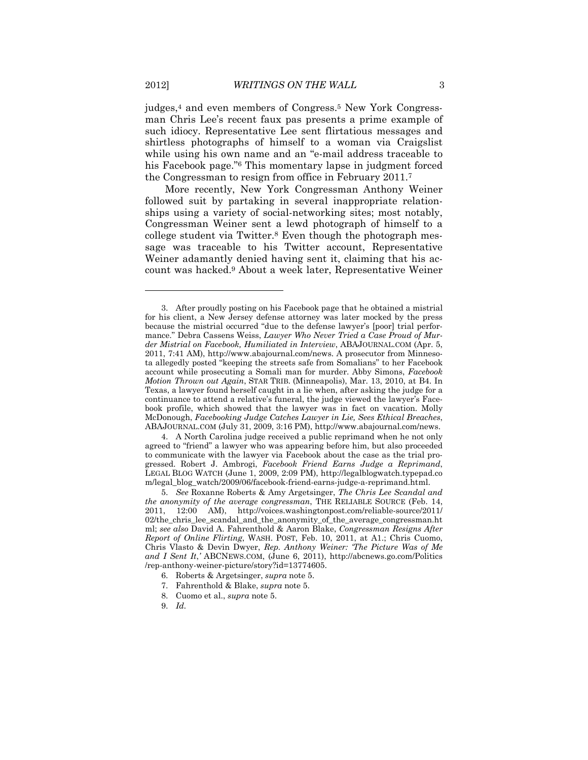judges,[4] and even members of Congress.[5] New York Congressman Chris Lee's recent faux pas presents a prime example of such idiocy. Representative Lee sent flirtatious messages and shirtless photographs of himself to a woman via Craigslist while using his own name and an "e-mail address traceable to his Facebook page."[6] This momentary lapse in judgment forced the Congressman to resign from office in February 2011.[7]

More recently, New York Congressman Anthony Weiner followed suit by partaking in several inappropriate relationships using a variety of social-networking sites; most notably, Congressman Weiner sent a lewd photograph of himself to a college student via Twitter.[8] Even though the photograph message was traceable to his Twitter account, Representative Weiner adamantly denied having sent it, claiming that his account was hacked.[9] About a week later, Representative Weiner

---

3. After proudly posting on his Facebook page that he obtained a mistrial for his client, a New Jersey defense attorney was later mocked by the press because the mistrial occurred "due to the defense lawyer's [poor] trial performance." Debra Cassens Weiss, *Lawyer Who Never Tried a Case Proud of Murder Mistrial on Facebook, Humiliated in Interview*, ABAJOURNAL.COM (Apr. 5, 2011, 7:41 AM), http://www.abajournal.com/news. A prosecutor from Minnesota allegedly posted "keeping the streets safe from Somalians" to her Facebook account while prosecuting a Somali man for murder. Abby Simons, *Facebook Motion Thrown out Again*, STAR TRIB. (Minneapolis), Mar. 13, 2010, at B4. In Texas, a lawyer found herself caught in a lie when, after asking the judge for a continuance to attend a relative's funeral, the judge viewed the lawyer's Facebook profile, which showed that the lawyer was in fact on vacation. Molly McDonough, *Facebooking Judge Catches Lawyer in Lie, Sees Ethical Breaches*, ABAJOURNAL.COM (July 31, 2009, 3:16 PM), http://www.abajournal.com/news.

4. A North Carolina judge received a public reprimand when he not only agreed to "friend" a lawyer who was appearing before him, but also proceeded to communicate with the lawyer via Facebook about the case as the trial progressed. Robert J. Ambrogi, *Facebook Friend Earns Judge a Reprimand*, LEGAL BLOG WATCH (June 1, 2009, 2:09 PM), http://legalblogwatch.typepad.com/legal_blog_watch/2009/06/facebook-friend-earns-judge-a-reprimand.html.

5. *See* Roxanne Roberts & Amy Argetsinger, *The Chris Lee Scandal and the anonymity of the average congressman*, THE RELIABLE SOURCE (Feb. 14, 2011, 12:00 AM), http://voices.washingtonpost.com/reliable-source/2011/02/the_chris_lee_scandal_and_the_anonymity_of_the_average_congressman.html; *see also* David A. Fahrenthold & Aaron Blake, *Congressman Resigns After Report of Online Flirting*, WASH. POST, Feb. 10, 2011, at A1.; Chris Cuomo, Chris Vlasto & Devin Dwyer, *Rep. Anthony Weiner: 'The Picture Was of Me and I Sent It,'* ABCNEWS.COM, (June 6, 2011), http://abcnews.go.com/Politics/rep-anthony-weiner-picture/story?id=13774605.

6. Roberts & Argetsinger, *supra* note 5.

7. Fahrenthold & Blake, *supra* note 5.

8. Cuomo et al., *supra* note 5.

9. *Id.*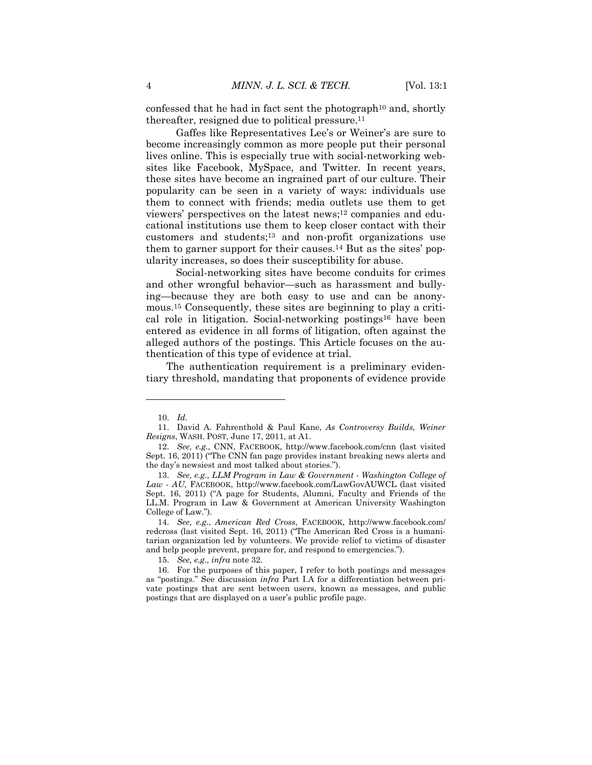confessed that he had in fact sent the photograph[10] and, shortly thereafter, resigned due to political pressure.[11]

Gaffes like Representatives Lee's or Weiner's are sure to become increasingly common as more people put their personal lives online. This is especially true with social-networking websites like Facebook, MySpace, and Twitter. In recent years, these sites have become an ingrained part of our culture. Their popularity can be seen in a variety of ways: individuals use them to connect with friends; media outlets use them to get viewers' perspectives on the latest news;[12] companies and educational institutions use them to keep closer contact with their customers and students;[13] and non-profit organizations use them to garner support for their causes.[14] But as the sites' popularity increases, so does their susceptibility for abuse.

Social-networking sites have become conduits for crimes and other wrongful behavior—such as harassment and bullying—because they are both easy to use and can be anonymous.[15] Consequently, these sites are beginning to play a critical role in litigation. Social-networking postings[16] have been entered as evidence in all forms of litigation, often against the alleged authors of the postings. This Article focuses on the authentication of this type of evidence at trial.

The authentication requirement is a preliminary evidentiary threshold, mandating that proponents of evidence provide

---

10. *Id.*

11. David A. Fahrenthold & Paul Kane, *As Controversy Builds, Weiner Resigns*, WASH. POST, June 17, 2011, at A1.

12. *See, e.g.*, CNN, FACEBOOK, http://www.facebook.com/cnn (last visited Sept. 16, 2011) ("The CNN fan page provides instant breaking news alerts and the day's newsiest and most talked about stories.").

13. *See, e.g.*, *LLM Program in Law & Government - Washington College of Law - AU*, FACEBOOK, http://www.facebook.com/LawGovAUWCL (last visited Sept. 16, 2011) ("A page for Students, Alumni, Faculty and Friends of the LL.M. Program in Law & Government at American University Washington College of Law.").

14. *See, e.g.*, *American Red Cross*, FACEBOOK, http://www.facebook.com/redcross (last visited Sept. 16, 2011) ("The American Red Cross is a humanitarian organization led by volunteers. We provide relief to victims of disaster and help people prevent, prepare for, and respond to emergencies.").

15. *See, e.g.*, *infra* note 32.

16. For the purposes of this paper, I refer to both postings and messages as "postings." See discussion *infra* Part I.A for a differentiation between private postings that are sent between users, known as messages, and public postings that are displayed on a user's public profile page.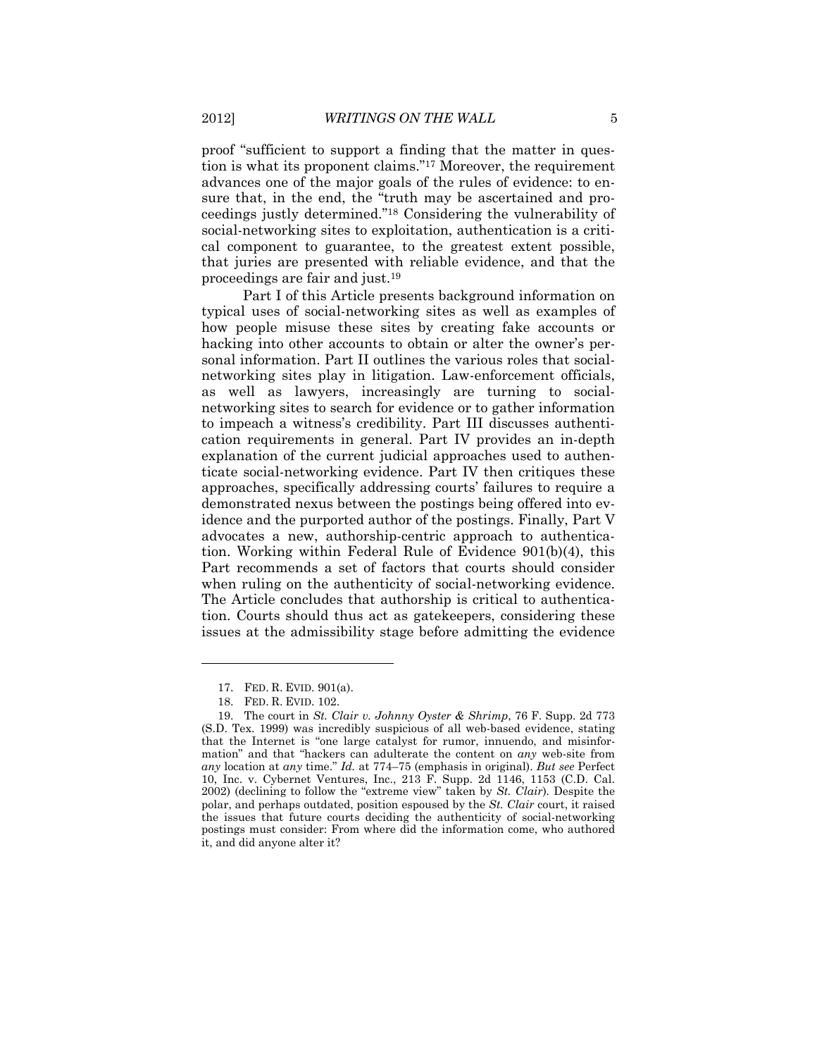proof "sufficient to support a finding that the matter in question is what its proponent claims."[17] Moreover, the requirement advances one of the major goals of the rules of evidence: to ensure that, in the end, the "truth may be ascertained and proceedings justly determined."[18] Considering the vulnerability of social-networking sites to exploitation, authentication is a critical component to guarantee, to the greatest extent possible, that juries are presented with reliable evidence, and that the proceedings are fair and just.[19]

Part I of this Article presents background information on typical uses of social-networking sites as well as examples of how people misuse these sites by creating fake accounts or hacking into other accounts to obtain or alter the owner's personal information. Part II outlines the various roles that social-networking sites play in litigation. Law-enforcement officials, as well as lawyers, increasingly are turning to social-networking sites to search for evidence or to gather information to impeach a witness's credibility. Part III discusses authentication requirements in general. Part IV provides an in-depth explanation of the current judicial approaches used to authenticate social-networking evidence. Part IV then critiques these approaches, specifically addressing courts' failures to require a demonstrated nexus between the postings being offered into evidence and the purported author of the postings. Finally, Part V advocates a new, authorship-centric approach to authentication. Working within Federal Rule of Evidence 901(b)(4), this Part recommends a set of factors that courts should consider when ruling on the authenticity of social-networking evidence. The Article concludes that authorship is critical to authentication. Courts should thus act as gatekeepers, considering these issues at the admissibility stage before admitting the evidence

---

17. FED. R. EVID. 901(a).

18. FED. R. EVID. 102.

19. The court in *St. Clair v. Johnny Oyster & Shrimp*, 76 F. Supp. 2d 773 (S.D. Tex. 1999) was incredibly suspicious of all web-based evidence, stating that the Internet is "one large catalyst for rumor, innuendo, and misinformation" and that "hackers can adulterate the content on *any* web-site from *any* location at *any* time." *Id.* at 774–75 (emphasis in original). *But see* Perfect 10, Inc. v. Cybernet Ventures, Inc., 213 F. Supp. 2d 1146, 1153 (C.D. Cal. 2002) (declining to follow the "extreme view" taken by *St. Clair*). Despite the polar, and perhaps outdated, position espoused by the *St. Clair* court, it raised the issues that future courts deciding the authenticity of social-networking postings must consider: From where did the information come, who authored it, and did anyone alter it?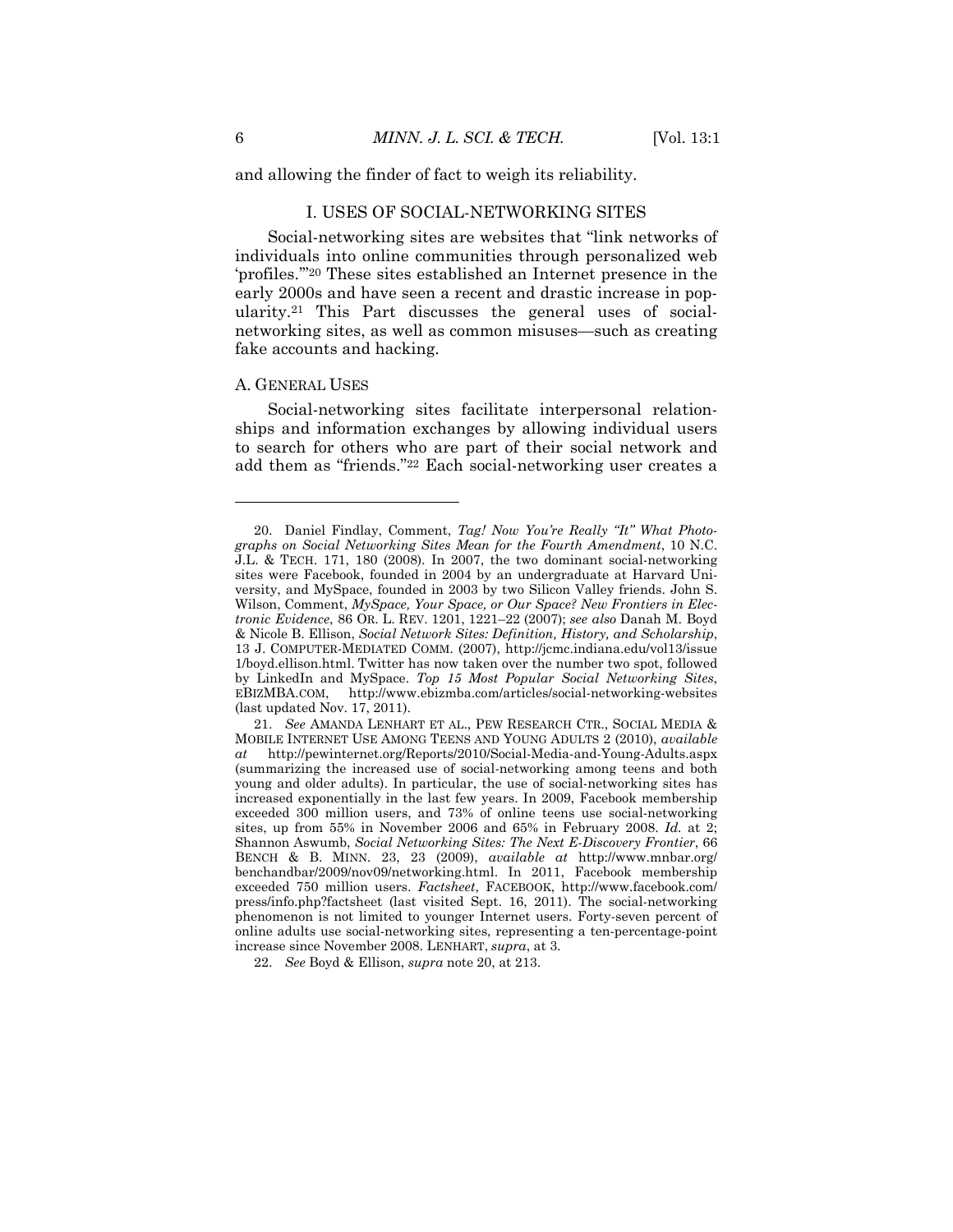and allowing the finder of fact to weigh its reliability.

## I. USES OF SOCIAL-NETWORKING SITES

Social-networking sites are websites that "link networks of individuals into online communities through personalized web 'profiles.'"[20] These sites established an Internet presence in the early 2000s and have seen a recent and drastic increase in popularity.[21] This Part discusses the general uses of social-networking sites, as well as common misuses—such as creating fake accounts and hacking.

### A. GENERAL USES

Social-networking sites facilitate interpersonal relationships and information exchanges by allowing individual users to search for others who are part of their social network and add them as "friends."[22] Each social-networking user creates a

---

20. Daniel Findlay, Comment, *Tag! Now You're Really "It" What Photographs on Social Networking Sites Mean for the Fourth Amendment*, 10 N.C. J.L. & TECH. 171, 180 (2008). In 2007, the two dominant social-networking sites were Facebook, founded in 2004 by an undergraduate at Harvard University, and MySpace, founded in 2003 by two Silicon Valley friends. John S. Wilson, Comment, *MySpace, Your Space, or Our Space? New Frontiers in Electronic Evidence*, 86 OR. L. REV. 1201, 1221–22 (2007); *see also* Danah M. Boyd & Nicole B. Ellison, *Social Network Sites: Definition, History, and Scholarship*, 13 J. COMPUTER-MEDIATED COMM. (2007), http://jcmc.indiana.edu/vol13/issue1/boyd.ellison.html. Twitter has now taken over the number two spot, followed by LinkedIn and MySpace. *Top 15 Most Popular Social Networking Sites*, EBIZMBA.COM, http://www.ebizmba.com/articles/social-networking-websites (last updated Nov. 17, 2011).

21. *See* AMANDA LENHART ET AL., PEW RESEARCH CTR., SOCIAL MEDIA & MOBILE INTERNET USE AMONG TEENS AND YOUNG ADULTS 2 (2010), *available at* http://pewinternet.org/Reports/2010/Social-Media-and-Young-Adults.aspx (summarizing the increased use of social-networking among teens and both young and older adults). In particular, the use of social-networking sites has increased exponentially in the last few years. In 2009, Facebook membership exceeded 300 million users, and 73% of online teens use social-networking sites, up from 55% in November 2006 and 65% in February 2008. *Id.* at 2; Shannon Aswumb, *Social Networking Sites: The Next E-Discovery Frontier*, 66 BENCH & B. MINN. 23, 23 (2009), *available at* http://www.mnbar.org/benchandbar/2009/nov09/networking.html. In 2011, Facebook membership exceeded 750 million users. *Factsheet*, FACEBOOK, http://www.facebook.com/press/info.php?factsheet (last visited Sept. 16, 2011). The social-networking phenomenon is not limited to younger Internet users. Forty-seven percent of online adults use social-networking sites, representing a ten-percentage-point increase since November 2008. LENHART, *supra*, at 3.

22. *See* Boyd & Ellison, *supra* note 20, at 213.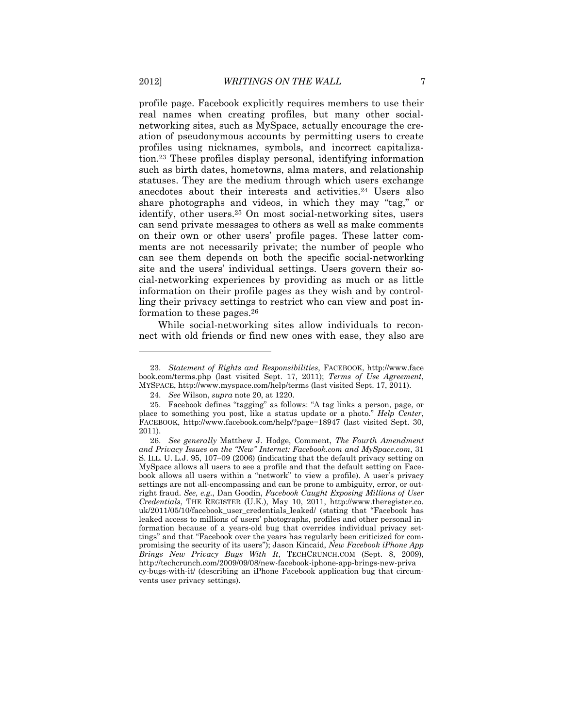profile page. Facebook explicitly requires members to use their real names when creating profiles, but many other social-networking sites, such as MySpace, actually encourage the creation of pseudonymous accounts by permitting users to create profiles using nicknames, symbols, and incorrect capitalization.[23] These profiles display personal, identifying information such as birth dates, hometowns, alma maters, and relationship statuses. They are the medium through which users exchange anecdotes about their interests and activities.[24] Users also share photographs and videos, in which they may "tag," or identify, other users.[25] On most social-networking sites, users can send private messages to others as well as make comments on their own or other users' profile pages. These latter comments are not necessarily private; the number of people who can see them depends on both the specific social-networking site and the users' individual settings. Users govern their social-networking experiences by providing as much or as little information on their profile pages as they wish and by controlling their privacy settings to restrict who can view and post information to these pages.[26]

While social-networking sites allow individuals to reconnect with old friends or find new ones with ease, they also are

---

23. *Statement of Rights and Responsibilities*, FACEBOOK, http://www.facebook.com/terms.php (last visited Sept. 17, 2011); *Terms of Use Agreement*, MYSPACE, http://www.myspace.com/help/terms (last visited Sept. 17, 2011).

24. *See* Wilson, *supra* note 20, at 1220.

25. Facebook defines "tagging" as follows: "A tag links a person, page, or place to something you post, like a status update or a photo." *Help Center*, FACEBOOK, http://www.facebook.com/help/?page=18947 (last visited Sept. 30, 2011).

26. *See generally* Matthew J. Hodge, Comment, *The Fourth Amendment and Privacy Issues on the "New" Internet: Facebook.com and MySpace.com*, 31 S. ILL. U. L.J. 95, 107–09 (2006) (indicating that the default privacy setting on MySpace allows all users to see a profile and that the default setting on Facebook allows all users within a "network" to view a profile). A user's privacy settings are not all-encompassing and can be prone to ambiguity, error, or outright fraud. *See, e.g.*, Dan Goodin, *Facebook Caught Exposing Millions of User Credentials*, THE REGISTER (U.K.), May 10, 2011, http://www.theregister.co.uk/2011/05/10/facebook_user_credentials_leaked/ (stating that "Facebook has leaked access to millions of users' photographs, profiles and other personal information because of a years-old bug that overrides individual privacy settings" and that "Facebook over the years has regularly been criticized for compromising the security of its users"); Jason Kincaid, *New Facebook iPhone App Brings New Privacy Bugs With It*, TECHCRUNCH.COM (Sept. 8, 2009), http://techcrunch.com/2009/09/08/new-facebook-iphone-app-brings-new-privacy-bugs-with-it/ (describing an iPhone Facebook application bug that circumvents user privacy settings).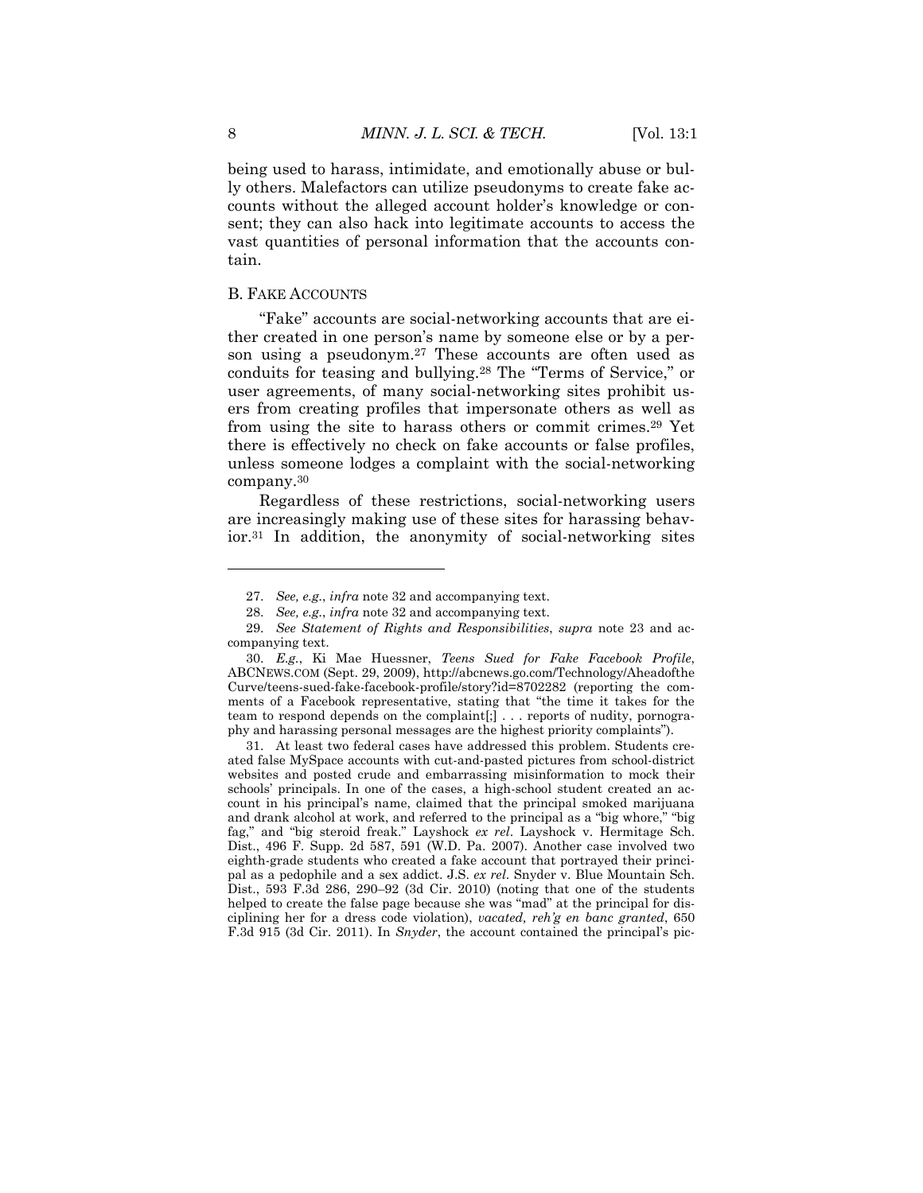being used to harass, intimidate, and emotionally abuse or bully others. Malefactors can utilize pseudonyms to create fake accounts without the alleged account holder's knowledge or consent; they can also hack into legitimate accounts to access the vast quantities of personal information that the accounts contain.

### B. FAKE ACCOUNTS

"Fake" accounts are social-networking accounts that are either created in one person's name by someone else or by a person using a pseudonym.[27] These accounts are often used as conduits for teasing and bullying.[28] The "Terms of Service," or user agreements, of many social-networking sites prohibit users from creating profiles that impersonate others as well as from using the site to harass others or commit crimes.[29] Yet there is effectively no check on fake accounts or false profiles, unless someone lodges a complaint with the social-networking company.[30]

Regardless of these restrictions, social-networking users are increasingly making use of these sites for harassing behavior.[31] In addition, the anonymity of social-networking sites

---

27. *See, e.g.*, *infra* note 32 and accompanying text.

28. *See, e.g.*, *infra* note 32 and accompanying text.

29. *See Statement of Rights and Responsibilities*, *supra* note 23 and accompanying text.

30. *E.g.*, Ki Mae Huessner, *Teens Sued for Fake Facebook Profile*, ABCNEWS.COM (Sept. 29, 2009), http://abcnews.go.com/Technology/AheadoftheCurve/teens-sued-fake-facebook-profile/story?id=8702282 (reporting the comments of a Facebook representative, stating that "the time it takes for the team to respond depends on the complaint[;] . . . reports of nudity, pornography and harassing personal messages are the highest priority complaints").

31. At least two federal cases have addressed this problem. Students created false MySpace accounts with cut-and-pasted pictures from school-district websites and posted crude and embarrassing misinformation to mock their schools' principals. In one of the cases, a high-school student created an account in his principal's name, claimed that the principal smoked marijuana and drank alcohol at work, and referred to the principal as a "big whore," "big fag," and "big steroid freak." Layshock *ex rel*. Layshock v. Hermitage Sch. Dist., 496 F. Supp. 2d 587, 591 (W.D. Pa. 2007). Another case involved two eighth-grade students who created a fake account that portrayed their principal as a pedophile and a sex addict. J.S. *ex rel*. Snyder v. Blue Mountain Sch. Dist., 593 F.3d 286, 290–92 (3d Cir. 2010) (noting that one of the students helped to create the false page because she was "mad" at the principal for disciplining her for a dress code violation), *vacated, reh'g en banc granted*, 650 F.3d 915 (3d Cir. 2011). In *Snyder*, the account contained the principal's pic-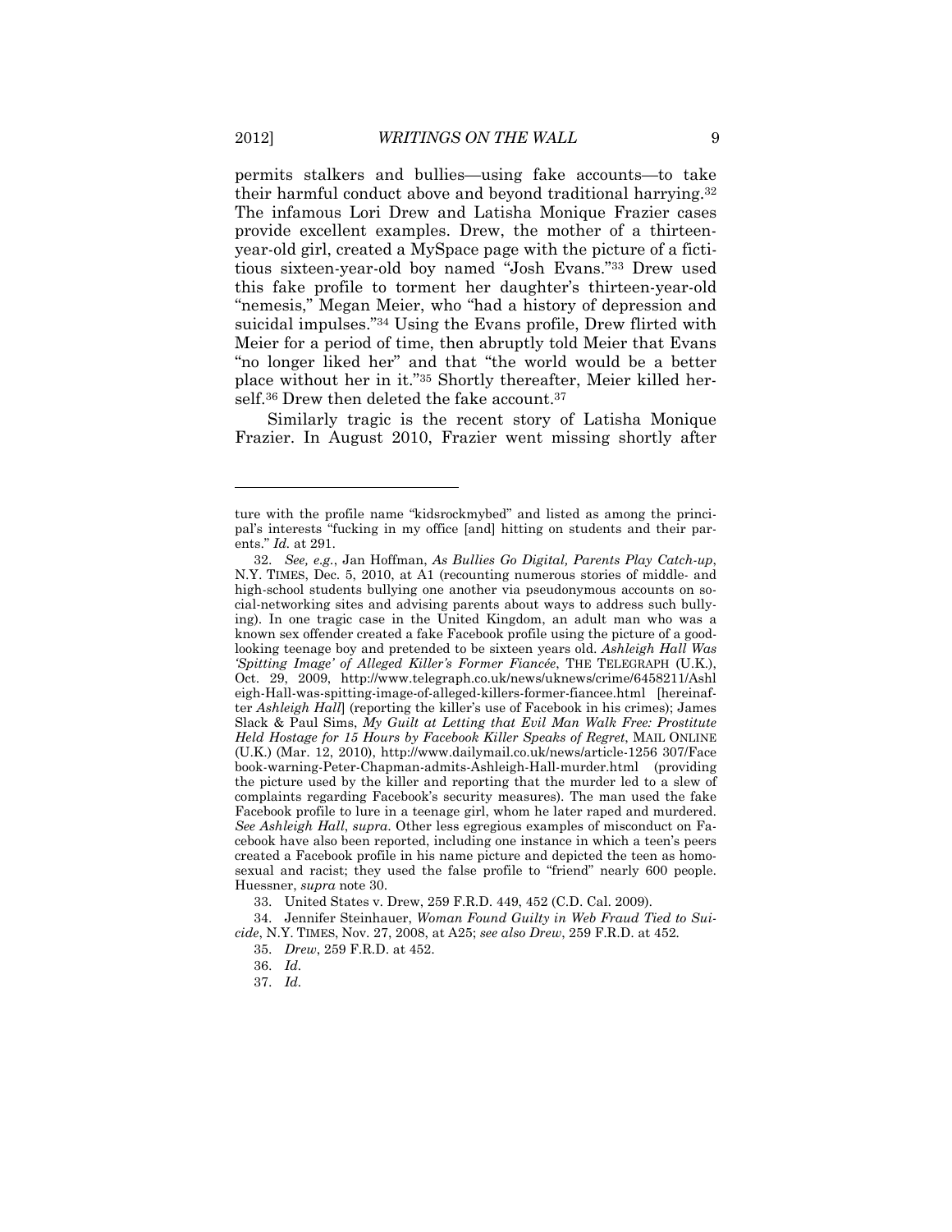permits stalkers and bullies—using fake accounts—to take their harmful conduct above and beyond traditional harrying.[32] The infamous Lori Drew and Latisha Monique Frazier cases provide excellent examples. Drew, the mother of a thirteen-year-old girl, created a MySpace page with the picture of a fictitious sixteen-year-old boy named "Josh Evans."[33] Drew used this fake profile to torment her daughter's thirteen-year-old "nemesis," Megan Meier, who "had a history of depression and suicidal impulses."[34] Using the Evans profile, Drew flirted with Meier for a period of time, then abruptly told Meier that Evans "no longer liked her" and that "the world would be a better place without her in it."[35] Shortly thereafter, Meier killed herself.[36] Drew then deleted the fake account.[37]

Similarly tragic is the recent story of Latisha Monique Frazier. In August 2010, Frazier went missing shortly after

---

ture with the profile name "kidsrockmybed" and listed as among the principal's interests "fucking in my office [and] hitting on students and their parents." *Id.* at 291.

32. *See, e.g.*, Jan Hoffman, *As Bullies Go Digital, Parents Play Catch-up*, N.Y. TIMES, Dec. 5, 2010, at A1 (recounting numerous stories of middle- and high-school students bullying one another via pseudonymous accounts on social-networking sites and advising parents about ways to address such bullying). In one tragic case in the United Kingdom, an adult man who was a known sex offender created a fake Facebook profile using the picture of a good-looking teenage boy and pretended to be sixteen years old. *Ashleigh Hall Was 'Spitting Image' of Alleged Killer's Former Fiancée*, THE TELEGRAPH (U.K.), Oct. 29, 2009, http://www.telegraph.co.uk/news/uknews/crime/6458211/Ashleigh-Hall-was-spitting-image-of-alleged-killers-former-fiancee.html [hereinafter *Ashleigh Hall*] (reporting the killer's use of Facebook in his crimes); James Slack & Paul Sims, *My Guilt at Letting that Evil Man Walk Free: Prostitute Held Hostage for 15 Hours by Facebook Killer Speaks of Regret*, MAIL ONLINE (U.K.) (Mar. 12, 2010), http://www.dailymail.co.uk/news/article-1256 307/Facebook-warning-Peter-Chapman-admits-Ashleigh-Hall-murder.html (providing the picture used by the killer and reporting that the murder led to a slew of complaints regarding Facebook's security measures). The man used the fake Facebook profile to lure in a teenage girl, whom he later raped and murdered. *See Ashleigh Hall*, *supra*. Other less egregious examples of misconduct on Facebook have also been reported, including one instance in which a teen's peers created a Facebook profile in his name picture and depicted the teen as homosexual and racist; they used the false profile to "friend" nearly 600 people. Huessner, *supra* note 30.

33. United States v. Drew, 259 F.R.D. 449, 452 (C.D. Cal. 2009).

34. Jennifer Steinhauer, *Woman Found Guilty in Web Fraud Tied to Suicide*, N.Y. TIMES, Nov. 27, 2008, at A25; *see also Drew*, 259 F.R.D. at 452.

35. *Drew*, 259 F.R.D. at 452.

36. *Id.*

37. *Id.*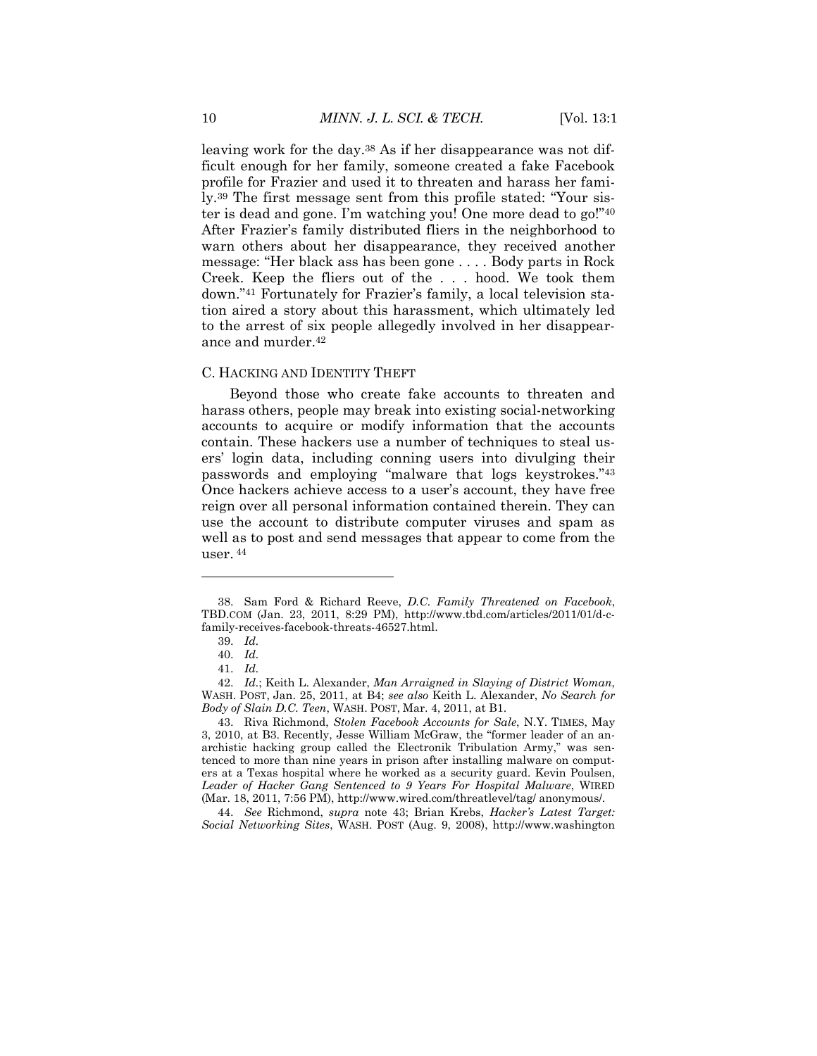leaving work for the day.[38] As if her disappearance was not difficult enough for her family, someone created a fake Facebook profile for Frazier and used it to threaten and harass her family.[39] The first message sent from this profile stated: "Your sister is dead and gone. I'm watching you! One more dead to go!"[40] After Frazier's family distributed fliers in the neighborhood to warn others about her disappearance, they received another message: "Her black ass has been gone . . . . Body parts in Rock Creek. Keep the fliers out of the . . . hood. We took them down."[41] Fortunately for Frazier's family, a local television station aired a story about this harassment, which ultimately led to the arrest of six people allegedly involved in her disappearance and murder.[42]

### C. HACKING AND IDENTITY THEFT

Beyond those who create fake accounts to threaten and harass others, people may break into existing social-networking accounts to acquire or modify information that the accounts contain. These hackers use a number of techniques to steal users' login data, including conning users into divulging their passwords and employing "malware that logs keystrokes."[43] Once hackers achieve access to a user's account, they have free reign over all personal information contained therein. They can use the account to distribute computer viruses and spam as well as to post and send messages that appear to come from the user.[44]

---

38. Sam Ford & Richard Reeve, *D.C. Family Threatened on Facebook*, TBD.COM (Jan. 23, 2011, 8:29 PM), http://www.tbd.com/articles/2011/01/d-c-family-receives-facebook-threats-46527.html.

39. *Id.*

40. *Id.*

41. *Id.*

42. *Id.*; Keith L. Alexander, *Man Arraigned in Slaying of District Woman*, WASH. POST, Jan. 25, 2011, at B4; *see also* Keith L. Alexander, *No Search for Body of Slain D.C. Teen*, WASH. POST, Mar. 4, 2011, at B1.

43. Riva Richmond, *Stolen Facebook Accounts for Sale*, N.Y. TIMES, May 3, 2010, at B3. Recently, Jesse William McGraw, the "former leader of an anarchistic hacking group called the Electronik Tribulation Army," was sentenced to more than nine years in prison after installing malware on computers at a Texas hospital where he worked as a security guard. Kevin Poulsen, *Leader of Hacker Gang Sentenced to 9 Years For Hospital Malware*, WIRED (Mar. 18, 2011, 7:56 PM), http://www.wired.com/threatlevel/tag/ anonymous/.

44. *See* Richmond, *supra* note 43; Brian Krebs, *Hacker's Latest Target: Social Networking Sites*, WASH. POST (Aug. 9, 2008), http://www.washington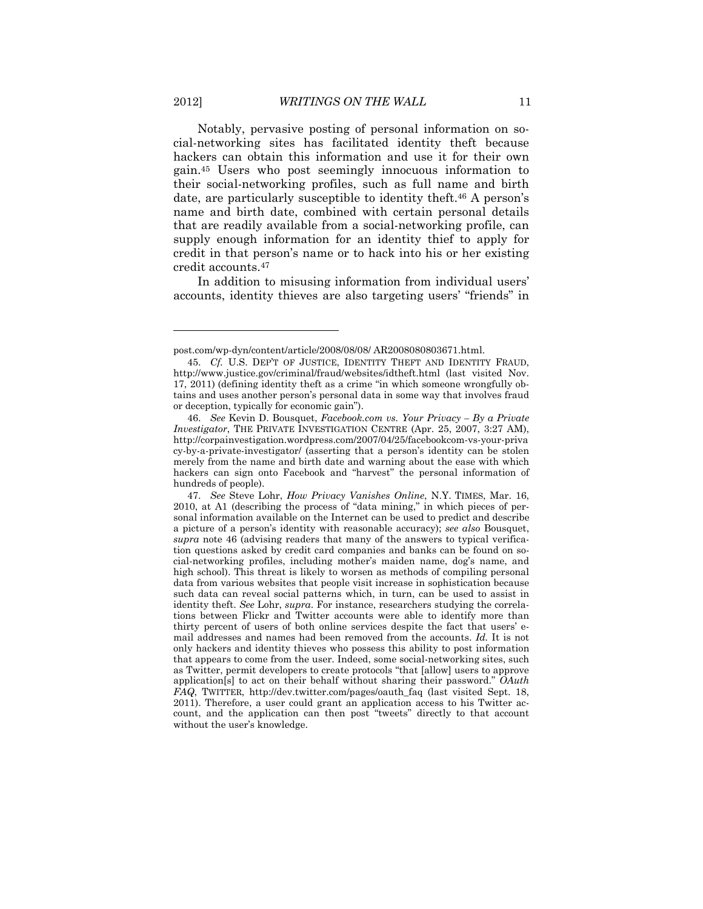Notably, pervasive posting of personal information on social-networking sites has facilitated identity theft because hackers can obtain this information and use it for their own gain.[45] Users who post seemingly innocuous information to their social-networking profiles, such as full name and birth date, are particularly susceptible to identity theft.[46] A person's name and birth date, combined with certain personal details that are readily available from a social-networking profile, can supply enough information for an identity thief to apply for credit in that person's name or to hack into his or her existing credit accounts.[47]

In addition to misusing information from individual users' accounts, identity thieves are also targeting users' "friends" in

---

post.com/wp-dyn/content/article/2008/08/08/ AR2008080803671.html.

45. *Cf.* U.S. DEP'T OF JUSTICE, IDENTITY THEFT AND IDENTITY FRAUD, http://www.justice.gov/criminal/fraud/websites/idtheft.html (last visited Nov. 17, 2011) (defining identity theft as a crime "in which someone wrongfully obtains and uses another person's personal data in some way that involves fraud or deception, typically for economic gain").

46. *See* Kevin D. Bousquet, *Facebook.com vs. Your Privacy – By a Private Investigator*, THE PRIVATE INVESTIGATION CENTRE (Apr. 25, 2007, 3:27 AM), http://corpainvestigation.wordpress.com/2007/04/25/facebookcom-vs-your-privacy-by-a-private-investigator/ (asserting that a person's identity can be stolen merely from the name and birth date and warning about the ease with which hackers can sign onto Facebook and "harvest" the personal information of hundreds of people).

47. *See* Steve Lohr, *How Privacy Vanishes Online*, N.Y. TIMES, Mar. 16, 2010, at A1 (describing the process of "data mining," in which pieces of personal information available on the Internet can be used to predict and describe a picture of a person's identity with reasonable accuracy); *see also* Bousquet, *supra* note 46 (advising readers that many of the answers to typical verification questions asked by credit card companies and banks can be found on social-networking profiles, including mother's maiden name, dog's name, and high school). This threat is likely to worsen as methods of compiling personal data from various websites that people visit increase in sophistication because such data can reveal social patterns which, in turn, can be used to assist in identity theft. *See* Lohr, *supra*. For instance, researchers studying the correlations between Flickr and Twitter accounts were able to identify more than thirty percent of users of both online services despite the fact that users' e-mail addresses and names had been removed from the accounts. *Id.* It is not only hackers and identity thieves who possess this ability to post information that appears to come from the user. Indeed, some social-networking sites, such as Twitter, permit developers to create protocols "that [allow] users to approve application[s] to act on their behalf without sharing their password." *OAuth FAQ*, TWITTER, http://dev.twitter.com/pages/oauth_faq (last visited Sept. 18, 2011). Therefore, a user could grant an application access to his Twitter account, and the application can then post "tweets" directly to that account without the user's knowledge.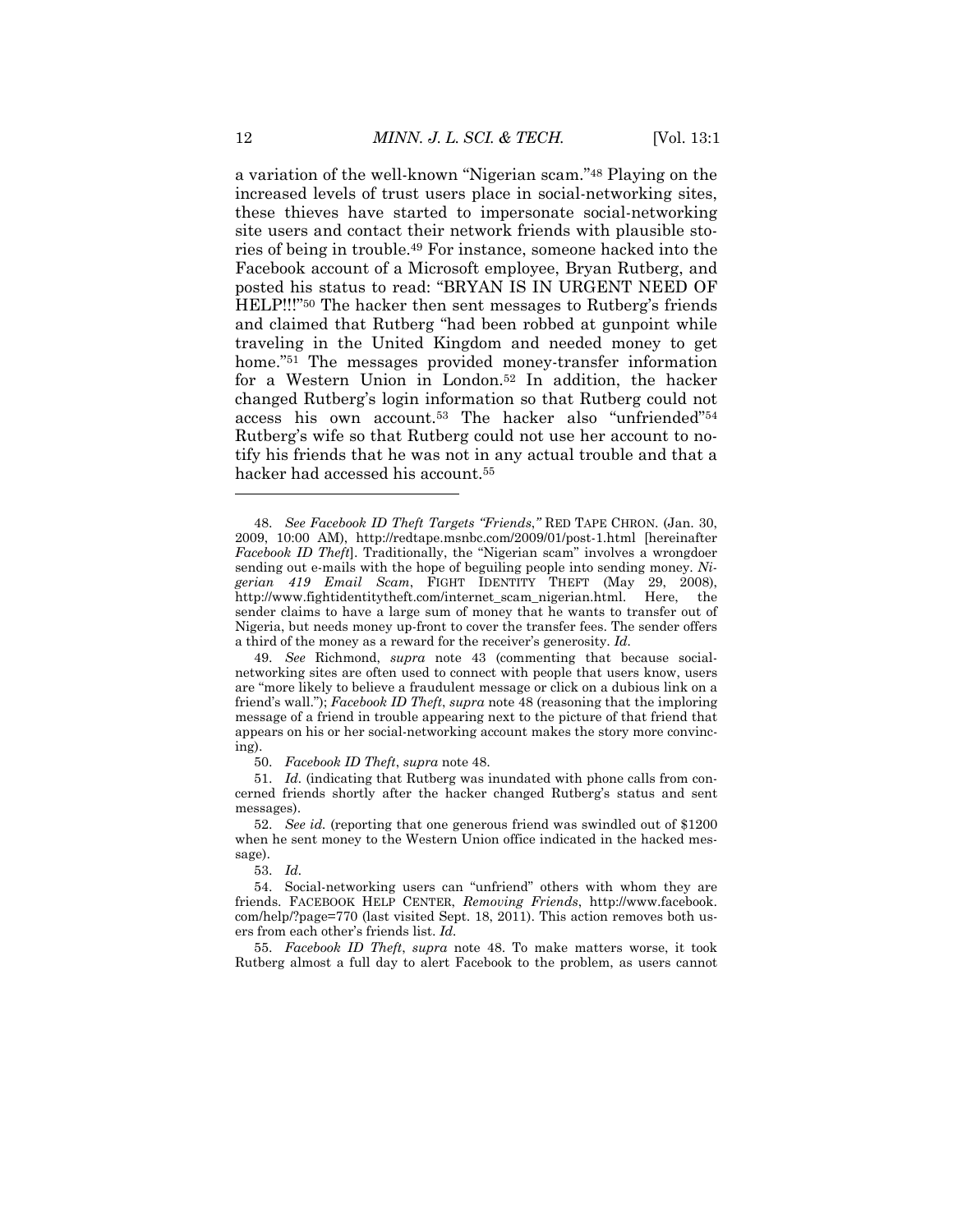a variation of the well-known "Nigerian scam."[48] Playing on the increased levels of trust users place in social-networking sites, these thieves have started to impersonate social-networking site users and contact their network friends with plausible stories of being in trouble.[49] For instance, someone hacked into the Facebook account of a Microsoft employee, Bryan Rutberg, and posted his status to read: "BRYAN IS IN URGENT NEED OF HELP!!!"[50] The hacker then sent messages to Rutberg's friends and claimed that Rutberg "had been robbed at gunpoint while traveling in the United Kingdom and needed money to get home."[51] The messages provided money-transfer information for a Western Union in London.[52] In addition, the hacker changed Rutberg's login information so that Rutberg could not access his own account.[53] The hacker also "unfriended"[54] Rutberg's wife so that Rutberg could not use her account to notify his friends that he was not in any actual trouble and that a hacker had accessed his account.[55]

---

48. *See Facebook ID Theft Targets "Friends*,*"* RED TAPE CHRON. (Jan. 30, 2009, 10:00 AM), http://redtape.msnbc.com/2009/01/post-1.html [hereinafter *Facebook ID Theft*]. Traditionally, the "Nigerian scam" involves a wrongdoer sending out e-mails with the hope of beguiling people into sending money. *Nigerian 419 Email Scam*, FIGHT IDENTITY THEFT (May 29, 2008), http://www.fightidentitytheft.com/internet_scam_nigerian.html. Here, the sender claims to have a large sum of money that he wants to transfer out of Nigeria, but needs money up-front to cover the transfer fees. The sender offers a third of the money as a reward for the receiver's generosity. *Id.*

49. *See* Richmond, *supra* note 43 (commenting that because social-networking sites are often used to connect with people that users know, users are "more likely to believe a fraudulent message or click on a dubious link on a friend's wall."); *Facebook ID Theft*, *supra* note 48 (reasoning that the imploring message of a friend in trouble appearing next to the picture of that friend that appears on his or her social-networking account makes the story more convincing).

50. *Facebook ID Theft*, *supra* note 48.

51. *Id.* (indicating that Rutberg was inundated with phone calls from concerned friends shortly after the hacker changed Rutberg's status and sent messages).

52. *See id.* (reporting that one generous friend was swindled out of $1200 when he sent money to the Western Union office indicated in the hacked message).

53. *Id.*

54. Social-networking users can "unfriend" others with whom they are friends. FACEBOOK HELP CENTER, *Removing Friends*, http://www.facebook.com/help/?page=770 (last visited Sept. 18, 2011). This action removes both users from each other's friends list. *Id.*

55. *Facebook ID Theft*, *supra* note 48. To make matters worse, it took Rutberg almost a full day to alert Facebook to the problem, as users cannot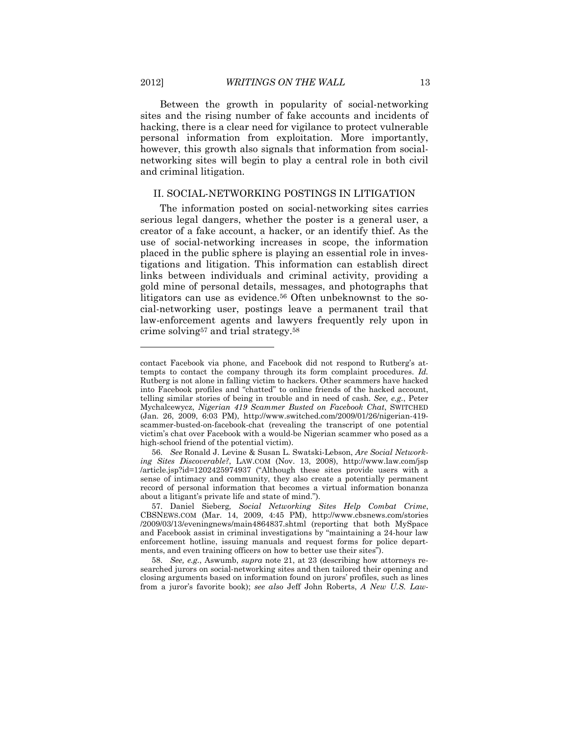Between the growth in popularity of social-networking sites and the rising number of fake accounts and incidents of hacking, there is a clear need for vigilance to protect vulnerable personal information from exploitation. More importantly, however, this growth also signals that information from social-networking sites will begin to play a central role in both civil and criminal litigation.

## II. SOCIAL-NETWORKING POSTINGS IN LITIGATION

The information posted on social-networking sites carries serious legal dangers, whether the poster is a general user, a creator of a fake account, a hacker, or an identify thief. As the use of social-networking increases in scope, the information placed in the public sphere is playing an essential role in investigations and litigation. This information can establish direct links between individuals and criminal activity, providing a gold mine of personal details, messages, and photographs that litigators can use as evidence.[56] Often unbeknownst to the social-networking user, postings leave a permanent trail that law-enforcement agents and lawyers frequently rely upon in crime solving[57] and trial strategy.[58]

---

contact Facebook via phone, and Facebook did not respond to Rutberg's attempts to contact the company through its form complaint procedures. *Id.* Rutberg is not alone in falling victim to hackers. Other scammers have hacked into Facebook profiles and "chatted" to online friends of the hacked account, telling similar stories of being in trouble and in need of cash. *See, e.g.*, Peter Mychalcewycz, *Nigerian 419 Scammer Busted on Facebook Chat*, SWITCHED (Jan. 26, 2009, 6:03 PM), http://www.switched.com/2009/01/26/nigerian-419-scammer-busted-on-facebook-chat (revealing the transcript of one potential victim's chat over Facebook with a would-be Nigerian scammer who posed as a high-school friend of the potential victim).

56. *See* Ronald J. Levine & Susan L. Swatski-Lebson, *Are Social Networking Sites Discoverable?*, LAW.COM (Nov. 13, 2008), http://www.law.com/jsp/article.jsp?id=1202425974937 ("Although these sites provide users with a sense of intimacy and community, they also create a potentially permanent record of personal information that becomes a virtual information bonanza about a litigant's private life and state of mind.").

57. Daniel Sieberg, *Social Networking Sites Help Combat Crime*, CBSNEWS.COM (Mar. 14, 2009, 4:45 PM), http://www.cbsnews.com/stories/2009/03/13/eveningnews/main4864837.shtml (reporting that both MySpace and Facebook assist in criminal investigations by "maintaining a 24-hour law enforcement hotline, issuing manuals and request forms for police departments, and even training officers on how to better use their sites").

58. *See, e.g.*, Aswumb, *supra* note 21, at 23 (describing how attorneys researched jurors on social-networking sites and then tailored their opening and closing arguments based on information found on jurors' profiles, such as lines from a juror's favorite book); *see also* Jeff John Roberts, *A New U.S. Law-*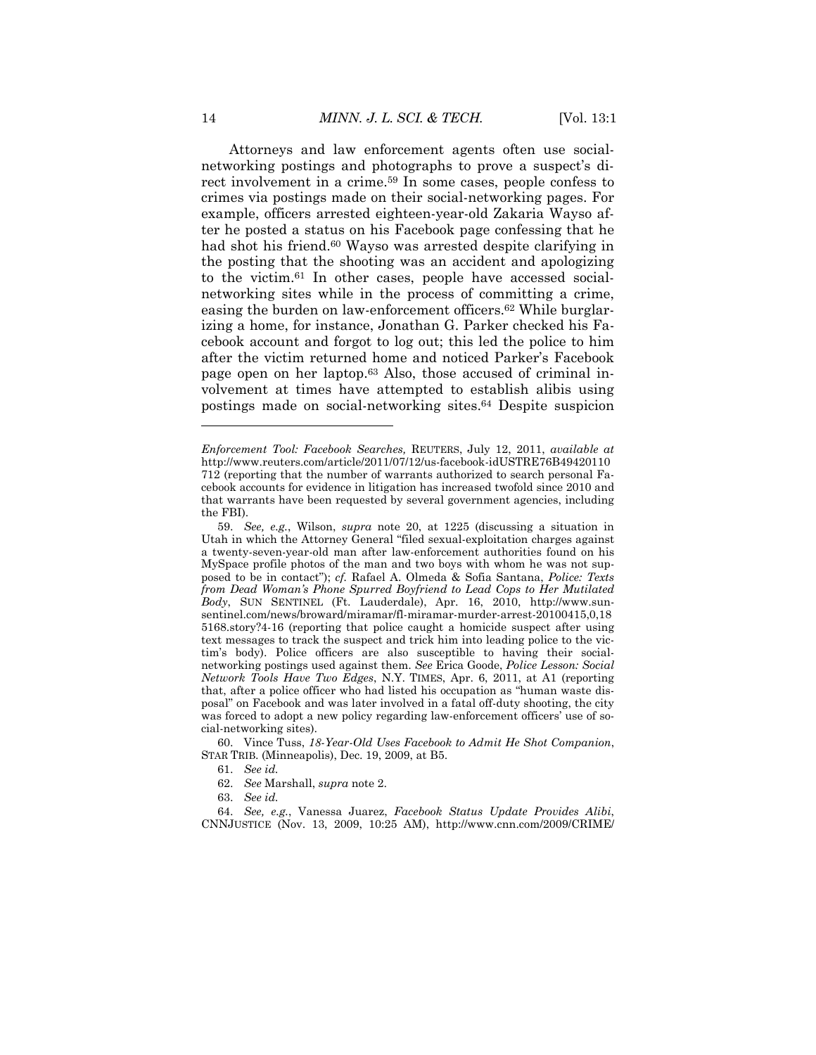Attorneys and law enforcement agents often use social-networking postings and photographs to prove a suspect's direct involvement in a crime.[59] In some cases, people confess to crimes via postings made on their social-networking pages. For example, officers arrested eighteen-year-old Zakaria Wayso after he posted a status on his Facebook page confessing that he had shot his friend.[60] Wayso was arrested despite clarifying in the posting that the shooting was an accident and apologizing to the victim.[61] In other cases, people have accessed social-networking sites while in the process of committing a crime, easing the burden on law-enforcement officers.[62] While burglarizing a home, for instance, Jonathan G. Parker checked his Facebook account and forgot to log out; this led the police to him after the victim returned home and noticed Parker's Facebook page open on her laptop.[63] Also, those accused of criminal involvement at times have attempted to establish alibis using postings made on social-networking sites.[64] Despite suspicion

---

*Enforcement Tool: Facebook Searches,* REUTERS, July 12, 2011, *available at* http://www.reuters.com/article/2011/07/12/us-facebook-idUSTRE76B49420110712 (reporting that the number of warrants authorized to search personal Facebook accounts for evidence in litigation has increased twofold since 2010 and that warrants have been requested by several government agencies, including the FBI).

59. *See, e.g.*, Wilson, *supra* note 20, at 1225 (discussing a situation in Utah in which the Attorney General "filed sexual-exploitation charges against a twenty-seven-year-old man after law-enforcement authorities found on his MySpace profile photos of the man and two boys with whom he was not supposed to be in contact"); *cf.* Rafael A. Olmeda & Sofia Santana, *Police: Texts from Dead Woman's Phone Spurred Boyfriend to Lead Cops to Her Mutilated Body*, SUN SENTINEL (Ft. Lauderdale), Apr. 16, 2010, http://www.sun-sentinel.com/news/broward/miramar/fl-miramar-murder-arrest-20100415,0,185168.story?4-16 (reporting that police caught a homicide suspect after using text messages to track the suspect and trick him into leading police to the victim's body). Police officers are also susceptible to having their social-networking postings used against them. *See* Erica Goode, *Police Lesson: Social Network Tools Have Two Edges*, N.Y. TIMES, Apr. 6, 2011, at A1 (reporting that, after a police officer who had listed his occupation as "human waste disposal" on Facebook and was later involved in a fatal off-duty shooting, the city was forced to adopt a new policy regarding law-enforcement officers' use of social-networking sites).

60. Vince Tuss, *18-Year-Old Uses Facebook to Admit He Shot Companion*, STAR TRIB. (Minneapolis), Dec. 19, 2009, at B5.

61. *See id.*

62. *See* Marshall, *supra* note 2.

63. *See id.*

64. *See, e.g.*, Vanessa Juarez, *Facebook Status Update Provides Alibi*, CNNJUSTICE (Nov. 13, 2009, 10:25 AM), http://www.cnn.com/2009/CRIME/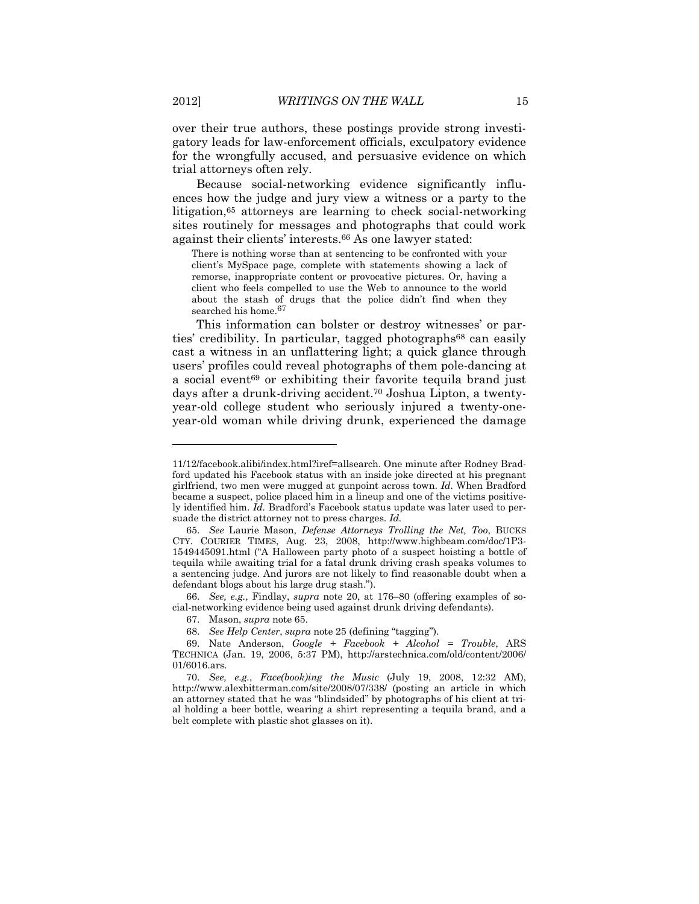over their true authors, these postings provide strong investigatory leads for law-enforcement officials, exculpatory evidence for the wrongfully accused, and persuasive evidence on which trial attorneys often rely.

Because social-networking evidence significantly influences how the judge and jury view a witness or a party to the litigation,[65] attorneys are learning to check social-networking sites routinely for messages and photographs that could work against their clients' interests.[66] As one lawyer stated:

> There is nothing worse than at sentencing to be confronted with your client's MySpace page, complete with statements showing a lack of remorse, inappropriate content or provocative pictures. Or, having a client who feels compelled to use the Web to announce to the world about the stash of drugs that the police didn't find when they searched his home.[67]

This information can bolster or destroy witnesses' or parties' credibility. In particular, tagged photographs[68] can easily cast a witness in an unflattering light; a quick glance through users' profiles could reveal photographs of them pole-dancing at a social event[69] or exhibiting their favorite tequila brand just days after a drunk-driving accident.[70] Joshua Lipton, a twenty-year-old college student who seriously injured a twenty-one-year-old woman while driving drunk, experienced the damage

---

11/12/facebook.alibi/index.html?iref=allsearch. One minute after Rodney Bradford updated his Facebook status with an inside joke directed at his pregnant girlfriend, two men were mugged at gunpoint across town. *Id.* When Bradford became a suspect, police placed him in a lineup and one of the victims positively identified him. *Id.* Bradford's Facebook status update was later used to persuade the district attorney not to press charges. *Id.*

65. *See* Laurie Mason, *Defense Attorneys Trolling the Net, Too*, BUCKS CTY. COURIER TIMES, Aug. 23, 2008, http://www.highbeam.com/doc/1P3-1549445091.html ("A Halloween party photo of a suspect hoisting a bottle of tequila while awaiting trial for a fatal drunk driving crash speaks volumes to a sentencing judge. And jurors are not likely to find reasonable doubt when a defendant blogs about his large drug stash.").

66. *See, e.g.*, Findlay, *supra* note 20, at 176–80 (offering examples of social-networking evidence being used against drunk driving defendants).

67. Mason, *supra* note 65.

68. *See Help Center*, *supra* note 25 (defining "tagging").

69. Nate Anderson, *Google + Facebook + Alcohol = Trouble*, ARS TECHNICA (Jan. 19, 2006, 5:37 PM), http://arstechnica.com/old/content/2006/01/6016.ars.

70. *See, e.g.*, *Face(book)ing the Music* (July 19, 2008, 12:32 AM), http://www.alexbitterman.com/site/2008/07/338/ (posting an article in which an attorney stated that he was "blindsided" by photographs of his client at trial holding a beer bottle, wearing a shirt representing a tequila brand, and a belt complete with plastic shot glasses on it).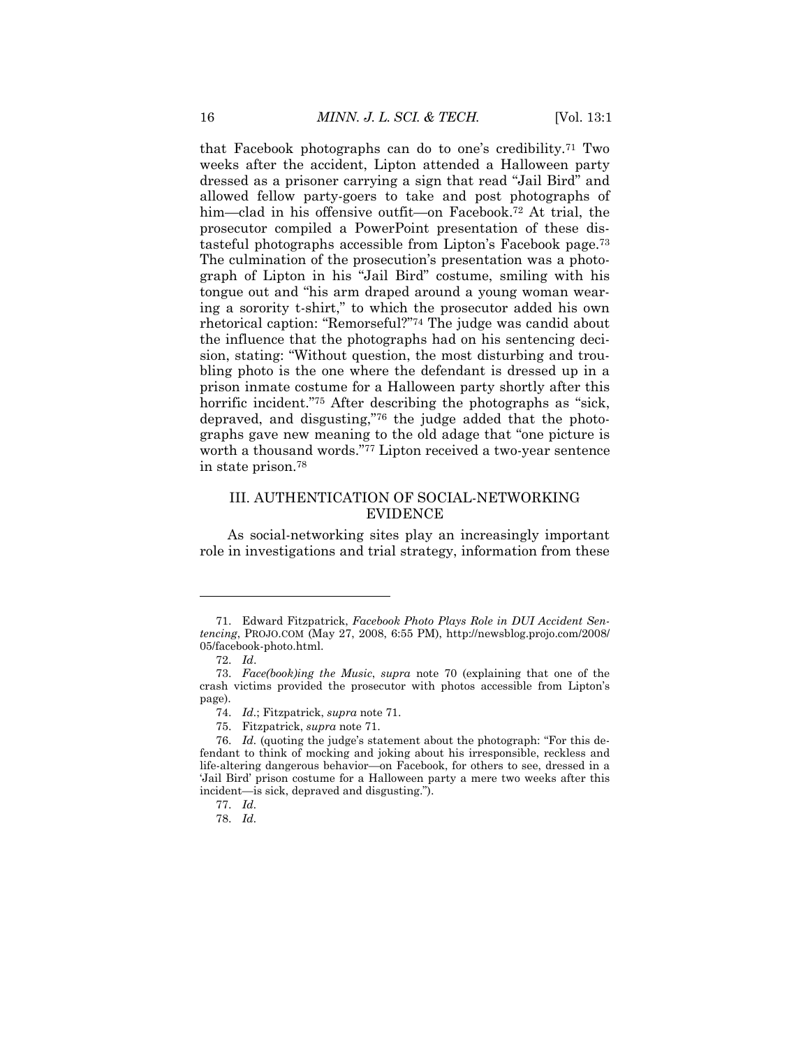that Facebook photographs can do to one's credibility.[71] Two weeks after the accident, Lipton attended a Halloween party dressed as a prisoner carrying a sign that read "Jail Bird" and allowed fellow party-goers to take and post photographs of him—clad in his offensive outfit—on Facebook.[72] At trial, the prosecutor compiled a PowerPoint presentation of these distasteful photographs accessible from Lipton's Facebook page.[73] The culmination of the prosecution's presentation was a photograph of Lipton in his "Jail Bird" costume, smiling with his tongue out and "his arm draped around a young woman wearing a sorority t-shirt," to which the prosecutor added his own rhetorical caption: "Remorseful?"[74] The judge was candid about the influence that the photographs had on his sentencing decision, stating: "Without question, the most disturbing and troubling photo is the one where the defendant is dressed up in a prison inmate costume for a Halloween party shortly after this horrific incident."[75] After describing the photographs as "sick, depraved, and disgusting,"[76] the judge added that the photographs gave new meaning to the old adage that "one picture is worth a thousand words."[77] Lipton received a two-year sentence in state prison.[78]

## III. AUTHENTICATION OF SOCIAL-NETWORKING EVIDENCE

As social-networking sites play an increasingly important role in investigations and trial strategy, information from these

---

71. Edward Fitzpatrick, *Facebook Photo Plays Role in DUI Accident Sentencing*, PROJO.COM (May 27, 2008, 6:55 PM), http://newsblog.projo.com/2008/05/facebook-photo.html.

72. *Id*.

73. *Face(book)ing the Music*, *supra* note 70 (explaining that one of the crash victims provided the prosecutor with photos accessible from Lipton's page).

74. *Id*.; Fitzpatrick, *supra* note 71.

75. Fitzpatrick, *supra* note 71.

76. *Id.* (quoting the judge's statement about the photograph: "For this defendant to think of mocking and joking about his irresponsible, reckless and life-altering dangerous behavior—on Facebook, for others to see, dressed in a 'Jail Bird' prison costume for a Halloween party a mere two weeks after this incident—is sick, depraved and disgusting.").

77. *Id.*

78. *Id.*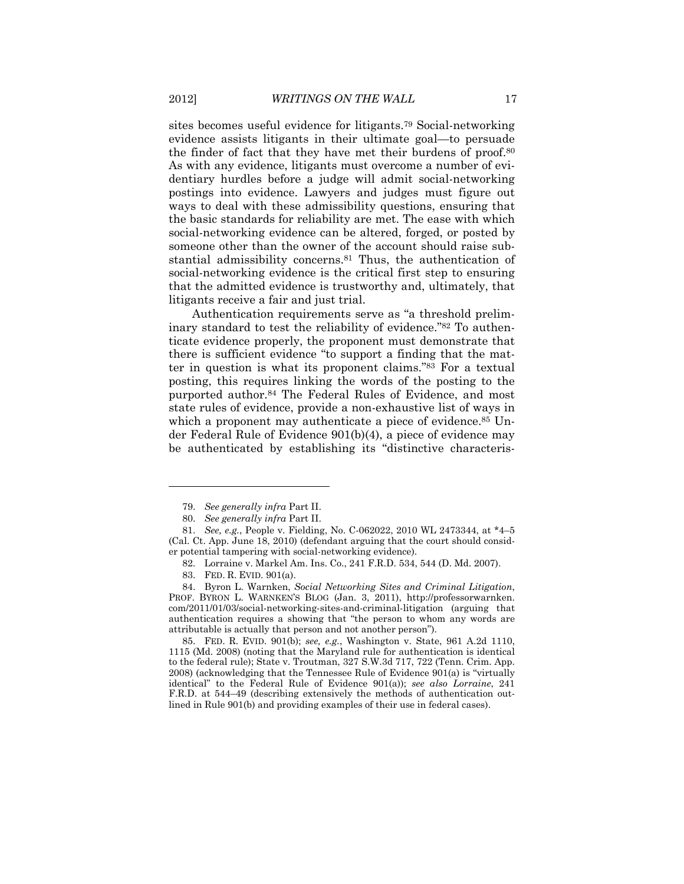sites becomes useful evidence for litigants.[79] Social-networking evidence assists litigants in their ultimate goal—to persuade the finder of fact that they have met their burdens of proof.[80] As with any evidence, litigants must overcome a number of evidentiary hurdles before a judge will admit social-networking postings into evidence. Lawyers and judges must figure out ways to deal with these admissibility questions, ensuring that the basic standards for reliability are met. The ease with which social-networking evidence can be altered, forged, or posted by someone other than the owner of the account should raise substantial admissibility concerns.[81] Thus, the authentication of social-networking evidence is the critical first step to ensuring that the admitted evidence is trustworthy and, ultimately, that litigants receive a fair and just trial.

Authentication requirements serve as "a threshold preliminary standard to test the reliability of evidence."[82] To authenticate evidence properly, the proponent must demonstrate that there is sufficient evidence "to support a finding that the matter in question is what its proponent claims."[83] For a textual posting, this requires linking the words of the posting to the purported author.[84] The Federal Rules of Evidence, and most state rules of evidence, provide a non-exhaustive list of ways in which a proponent may authenticate a piece of evidence.[85] Under Federal Rule of Evidence 901(b)(4), a piece of evidence may be authenticated by establishing its "distinctive characteris-

---

79. *See generally infra* Part II.

80. *See generally infra* Part II.

81. *See, e.g.*, People v. Fielding, No. C-062022, 2010 WL 2473344, at *4–5 (Cal. Ct. App. June 18, 2010) (defendant arguing that the court should consider potential tampering with social-networking evidence).

82. Lorraine v. Markel Am. Ins. Co., 241 F.R.D. 534, 544 (D. Md. 2007).

83. FED. R. EVID. 901(a).

84. Byron L. Warnken, *Social Networking Sites and Criminal Litigation*, PROF. BYRON L. WARNKEN'S BLOG (Jan. 3, 2011), http://professorwarnken.com/2011/01/03/social-networking-sites-and-criminal-litigation (arguing that authentication requires a showing that "the person to whom any words are attributable is actually that person and not another person").

85. FED. R. EVID. 901(b); *see, e.g.*, Washington v. State, 961 A.2d 1110, 1115 (Md. 2008) (noting that the Maryland rule for authentication is identical to the federal rule); State v. Troutman, 327 S.W.3d 717, 722 (Tenn. Crim. App. 2008) (acknowledging that the Tennessee Rule of Evidence 901(a) is "virtually identical" to the Federal Rule of Evidence 901(a)); *see also Lorraine*, 241 F.R.D. at 544–49 (describing extensively the methods of authentication outlined in Rule 901(b) and providing examples of their use in federal cases).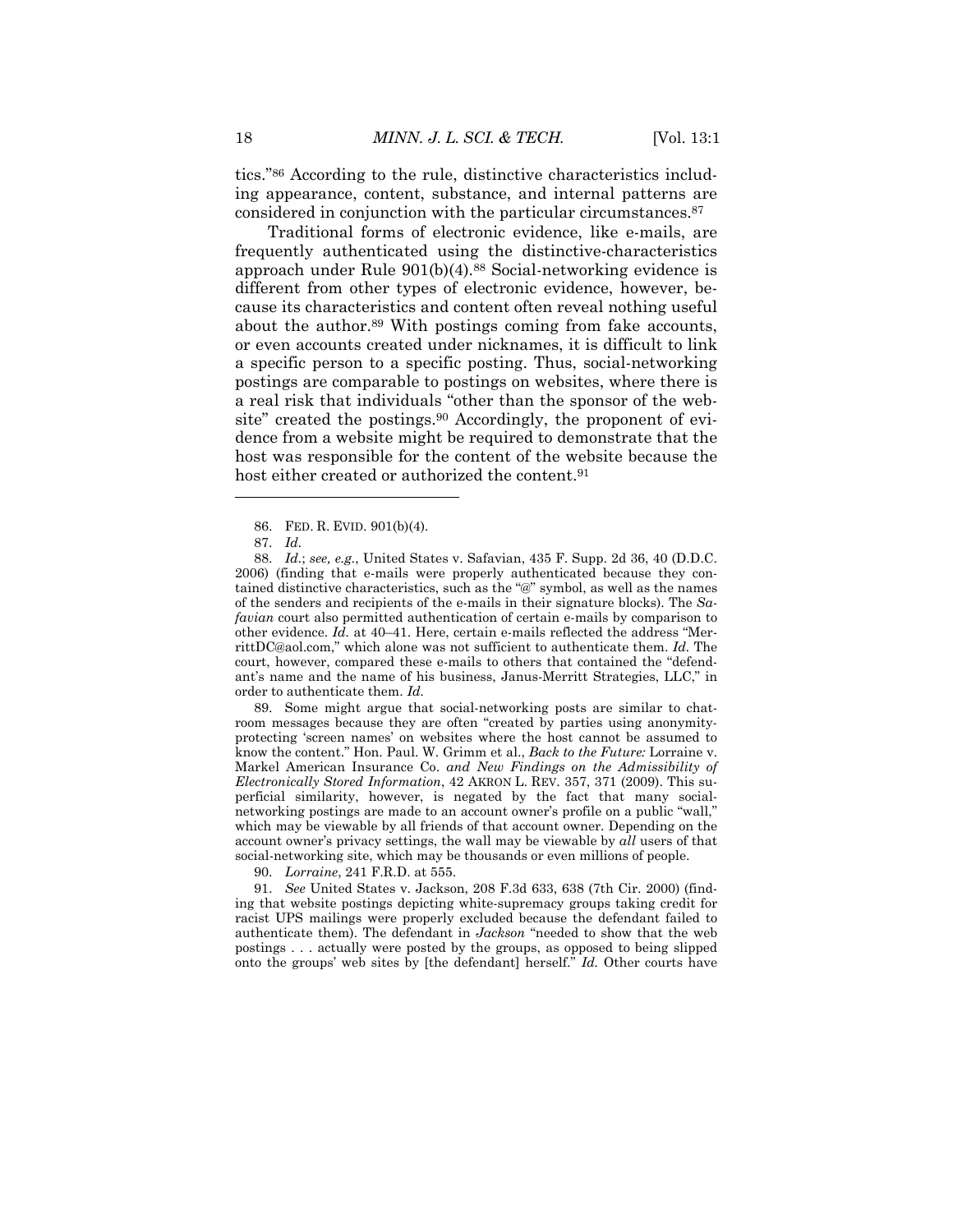tics."[86] According to the rule, distinctive characteristics including appearance, content, substance, and internal patterns are considered in conjunction with the particular circumstances.[87]

Traditional forms of electronic evidence, like e-mails, are frequently authenticated using the distinctive-characteristics approach under Rule 901(b)(4).[88] Social-networking evidence is different from other types of electronic evidence, however, because its characteristics and content often reveal nothing useful about the author.[89] With postings coming from fake accounts, or even accounts created under nicknames, it is difficult to link a specific person to a specific posting. Thus, social-networking postings are comparable to postings on websites, where there is a real risk that individuals "other than the sponsor of the website" created the postings.[90] Accordingly, the proponent of evidence from a website might be required to demonstrate that the host was responsible for the content of the website because the host either created or authorized the content.[91]

---

86. FED. R. EVID. 901(b)(4).

87. *Id.*

88. *Id.*; *see, e.g.*, United States v. Safavian, 435 F. Supp. 2d 36, 40 (D.D.C. 2006) (finding that e-mails were properly authenticated because they contained distinctive characteristics, such as the "@" symbol, as well as the names of the senders and recipients of the e-mails in their signature blocks). The *Safavian* court also permitted authentication of certain e-mails by comparison to other evidence. *Id.* at 40–41. Here, certain e-mails reflected the address "MerrittDC@aol.com," which alone was not sufficient to authenticate them. *Id.* The court, however, compared these e-mails to others that contained the "defendant's name and the name of his business, Janus-Merritt Strategies, LLC," in order to authenticate them. *Id.*

89. Some might argue that social-networking posts are similar to chatroom messages because they are often "created by parties using anonymity-protecting 'screen names' on websites where the host cannot be assumed to know the content." Hon. Paul. W. Grimm et al., *Back to the Future:* Lorraine v. Markel American Insurance Co. *and New Findings on the Admissibility of Electronically Stored Information*, 42 AKRON L. REV. 357, 371 (2009). This superficial similarity, however, is negated by the fact that many social-networking postings are made to an account owner's profile on a public "wall," which may be viewable by all friends of that account owner. Depending on the account owner's privacy settings, the wall may be viewable by *all* users of that social-networking site, which may be thousands or even millions of people.

90. *Lorraine*, 241 F.R.D. at 555.

91. *See* United States v. Jackson, 208 F.3d 633, 638 (7th Cir. 2000) (finding that website postings depicting white-supremacy groups taking credit for racist UPS mailings were properly excluded because the defendant failed to authenticate them). The defendant in *Jackson* "needed to show that the web postings . . . actually were posted by the groups, as opposed to being slipped onto the groups' web sites by [the defendant] herself." *Id.* Other courts have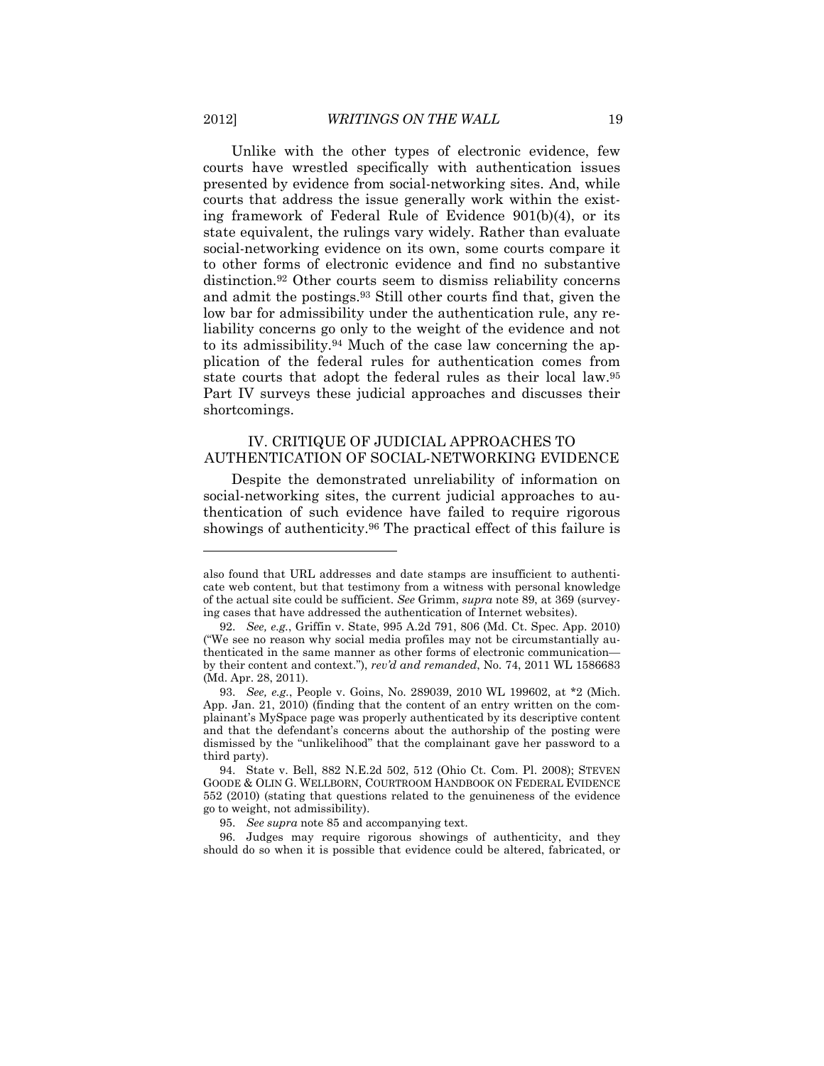Unlike with the other types of electronic evidence, few courts have wrestled specifically with authentication issues presented by evidence from social-networking sites. And, while courts that address the issue generally work within the existing framework of Federal Rule of Evidence 901(b)(4), or its state equivalent, the rulings vary widely. Rather than evaluate social-networking evidence on its own, some courts compare it to other forms of electronic evidence and find no substantive distinction.[92] Other courts seem to dismiss reliability concerns and admit the postings.[93] Still other courts find that, given the low bar for admissibility under the authentication rule, any reliability concerns go only to the weight of the evidence and not to its admissibility.[94] Much of the case law concerning the application of the federal rules for authentication comes from state courts that adopt the federal rules as their local law.[95] Part IV surveys these judicial approaches and discusses their shortcomings.

## IV. CRITIQUE OF JUDICIAL APPROACHES TO AUTHENTICATION OF SOCIAL-NETWORKING EVIDENCE

Despite the demonstrated unreliability of information on social-networking sites, the current judicial approaches to authentication of such evidence have failed to require rigorous showings of authenticity.[96] The practical effect of this failure is

---

also found that URL addresses and date stamps are insufficient to authenticate web content, but that testimony from a witness with personal knowledge of the actual site could be sufficient. *See* Grimm, *supra* note 89, at 369 (surveying cases that have addressed the authentication of Internet websites).

92. *See, e.g.*, Griffin v. State, 995 A.2d 791, 806 (Md. Ct. Spec. App. 2010) ("We see no reason why social media profiles may not be circumstantially authenticated in the same manner as other forms of electronic communication—by their content and context."), *rev'd and remanded*, No. 74, 2011 WL 1586683 (Md. Apr. 28, 2011).

93. *See, e.g.*, People v. Goins, No. 289039, 2010 WL 199602, at *2 (Mich. App. Jan. 21, 2010) (finding that the content of an entry written on the complainant's MySpace page was properly authenticated by its descriptive content and that the defendant's concerns about the authorship of the posting were dismissed by the "unlikelihood" that the complainant gave her password to a third party).

94. State v. Bell, 882 N.E.2d 502, 512 (Ohio Ct. Com. Pl. 2008); STEVEN GOODE & OLIN G. WELLBORN, COURTROOM HANDBOOK ON FEDERAL EVIDENCE 552 (2010) (stating that questions related to the genuineness of the evidence go to weight, not admissibility).

95. *See supra* note 85 and accompanying text.

96. Judges may require rigorous showings of authenticity, and they should do so when it is possible that evidence could be altered, fabricated, or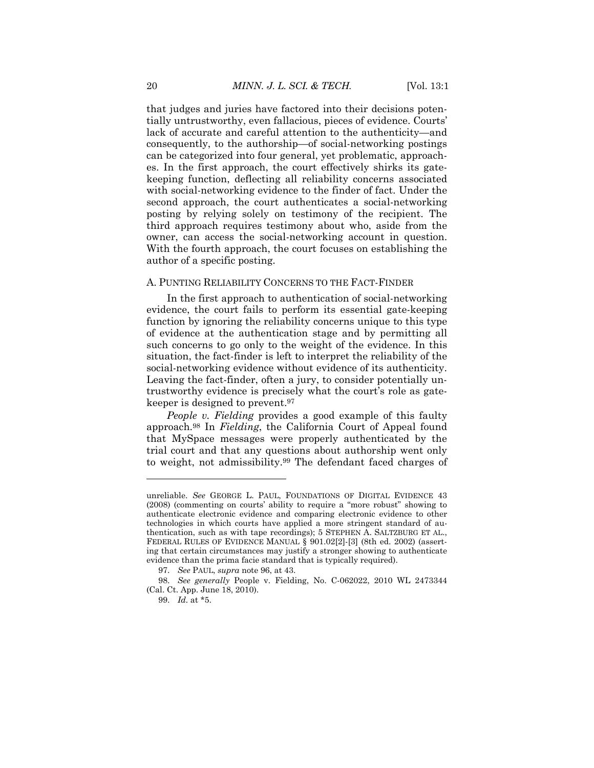that judges and juries have factored into their decisions potentially untrustworthy, even fallacious, pieces of evidence. Courts' lack of accurate and careful attention to the authenticity—and consequently, to the authorship—of social-networking postings can be categorized into four general, yet problematic, approaches. In the first approach, the court effectively shirks its gate-keeping function, deflecting all reliability concerns associated with social-networking evidence to the finder of fact. Under the second approach, the court authenticates a social-networking posting by relying solely on testimony of the recipient. The third approach requires testimony about who, aside from the owner, can access the social-networking account in question. With the fourth approach, the court focuses on establishing the author of a specific posting.

### A. PUNTING RELIABILITY CONCERNS TO THE FACT-FINDER

In the first approach to authentication of social-networking evidence, the court fails to perform its essential gate-keeping function by ignoring the reliability concerns unique to this type of evidence at the authentication stage and by permitting all such concerns to go only to the weight of the evidence. In this situation, the fact-finder is left to interpret the reliability of the social-networking evidence without evidence of its authenticity. Leaving the fact-finder, often a jury, to consider potentially untrustworthy evidence is precisely what the court's role as gate-keeper is designed to prevent.[97]

*People v. Fielding* provides a good example of this faulty approach.[98] In *Fielding*, the California Court of Appeal found that MySpace messages were properly authenticated by the trial court and that any questions about authorship went only to weight, not admissibility.[99] The defendant faced charges of

---

unreliable. *See* GEORGE L. PAUL, FOUNDATIONS OF DIGITAL EVIDENCE 43 (2008) (commenting on courts' ability to require a "more robust" showing to authenticate electronic evidence and comparing electronic evidence to other technologies in which courts have applied a more stringent standard of authentication, such as with tape recordings); 5 STEPHEN A. SALTZBURG ET AL., FEDERAL RULES OF EVIDENCE MANUAL § 901.02[2]-[3] (8th ed. 2002) (asserting that certain circumstances may justify a stronger showing to authenticate evidence than the prima facie standard that is typically required).

97. *See* PAUL, *supra* note 96, at 43.

98. *See generally* People v. Fielding, No. C-062022, 2010 WL 2473344 (Cal. Ct. App. June 18, 2010).

99. *Id*. at \*5.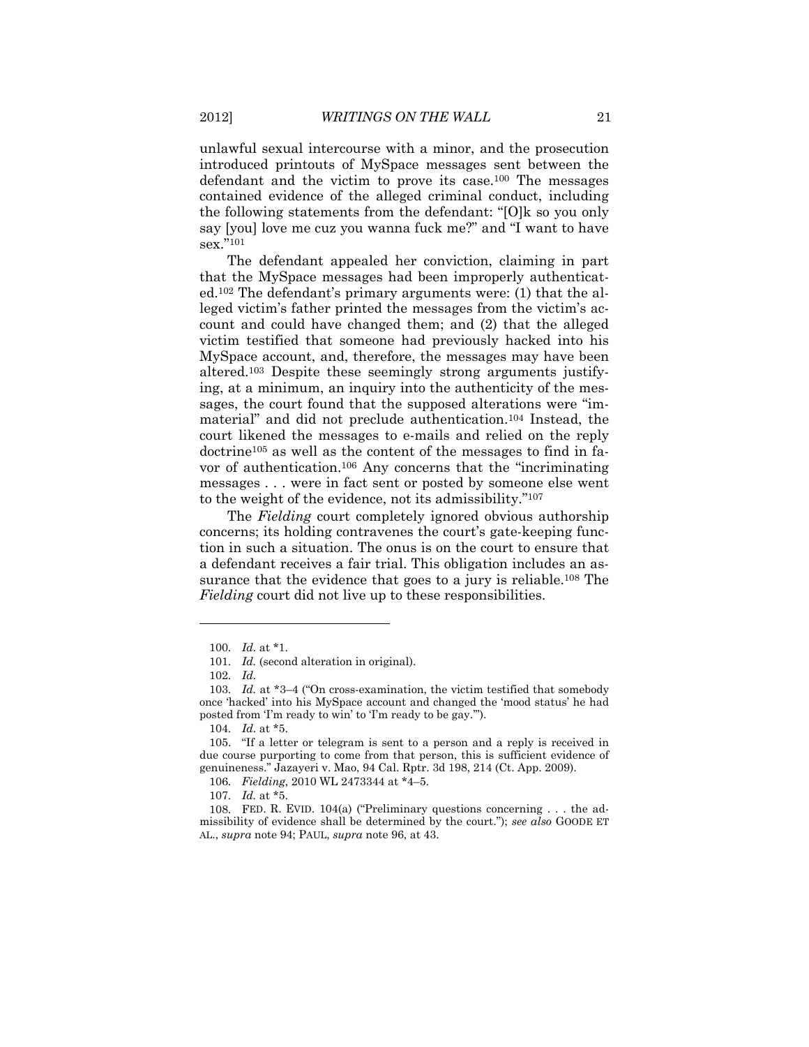unlawful sexual intercourse with a minor, and the prosecution introduced printouts of MySpace messages sent between the defendant and the victim to prove its case.[100] The messages contained evidence of the alleged criminal conduct, including the following statements from the defendant: "[O]k so you only say [you] love me cuz you wanna fuck me?" and "I want to have sex."[101]

The defendant appealed her conviction, claiming in part that the MySpace messages had been improperly authenticated.[102] The defendant's primary arguments were: (1) that the alleged victim's father printed the messages from the victim's account and could have changed them; and (2) that the alleged victim testified that someone had previously hacked into his MySpace account, and, therefore, the messages may have been altered.[103] Despite these seemingly strong arguments justifying, at a minimum, an inquiry into the authenticity of the messages, the court found that the supposed alterations were "immaterial" and did not preclude authentication.[104] Instead, the court likened the messages to e-mails and relied on the reply doctrine[105] as well as the content of the messages to find in favor of authentication.[106] Any concerns that the "incriminating messages . . . were in fact sent or posted by someone else went to the weight of the evidence, not its admissibility."[107]

The *Fielding* court completely ignored obvious authorship concerns; its holding contravenes the court's gate-keeping function in such a situation. The onus is on the court to ensure that a defendant receives a fair trial. This obligation includes an assurance that the evidence that goes to a jury is reliable.[108] The *Fielding* court did not live up to these responsibilities.

---

100. *Id.* at *1.

101. *Id.* (second alteration in original).

102. *Id.*

103. *Id.* at *3–4 ("On cross-examination, the victim testified that somebody once 'hacked' into his MySpace account and changed the 'mood status' he had posted from 'I'm ready to win' to 'I'm ready to be gay.'").

104. *Id.* at *5.

105. "If a letter or telegram is sent to a person and a reply is received in due course purporting to come from that person, this is sufficient evidence of genuineness." Jazayeri v. Mao, 94 Cal. Rptr. 3d 198, 214 (Ct. App. 2009).

106. *Fielding*, 2010 WL 2473344 at *4–5.

107. *Id.* at *5.

108. FED. R. EVID. 104(a) ("Preliminary questions concerning . . . the admissibility of evidence shall be determined by the court."); *see also* GOODE ET AL., *supra* note 94; PAUL, *supra* note 96, at 43.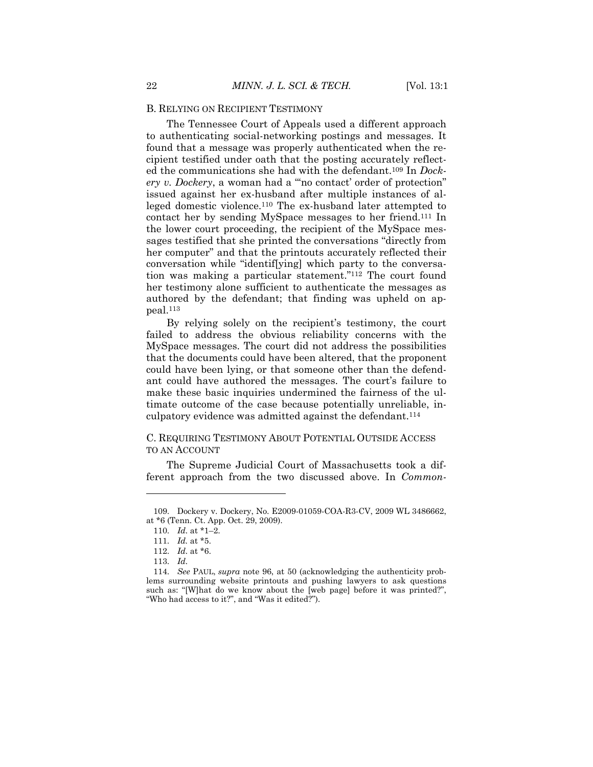### B. RELYING ON RECIPIENT TESTIMONY

The Tennessee Court of Appeals used a different approach to authenticating social-networking postings and messages. It found that a message was properly authenticated when the recipient testified under oath that the posting accurately reflected the communications she had with the defendant.[109] In *Dockery v. Dockery*, a woman had a "'no contact' order of protection" issued against her ex-husband after multiple instances of alleged domestic violence.[110] The ex-husband later attempted to contact her by sending MySpace messages to her friend.[111] In the lower court proceeding, the recipient of the MySpace messages testified that she printed the conversations "directly from her computer" and that the printouts accurately reflected their conversation while "identif[ying] which party to the conversation was making a particular statement."[112] The court found her testimony alone sufficient to authenticate the messages as authored by the defendant; that finding was upheld on appeal.[113]

By relying solely on the recipient's testimony, the court failed to address the obvious reliability concerns with the MySpace messages. The court did not address the possibilities that the documents could have been altered, that the proponent could have been lying, or that someone other than the defendant could have authored the messages. The court's failure to make these basic inquiries undermined the fairness of the ultimate outcome of the case because potentially unreliable, inculpatory evidence was admitted against the defendant.[114]

### C. REQUIRING TESTIMONY ABOUT POTENTIAL OUTSIDE ACCESS TO AN ACCOUNT

The Supreme Judicial Court of Massachusetts took a different approach from the two discussed above. In *Common-*

---

109. Dockery v. Dockery, No. E2009-01059-COA-R3-CV, 2009 WL 3486662, at *6 (Tenn. Ct. App. Oct. 29, 2009).

110. *Id.* at *1–2.

111. *Id.* at *5.

112. *Id.* at *6.

113. *Id.*

114. *See* PAUL, *supra* note 96, at 50 (acknowledging the authenticity problems surrounding website printouts and pushing lawyers to ask questions such as: "[W]hat do we know about the [web page] before it was printed?", "Who had access to it?", and "Was it edited?").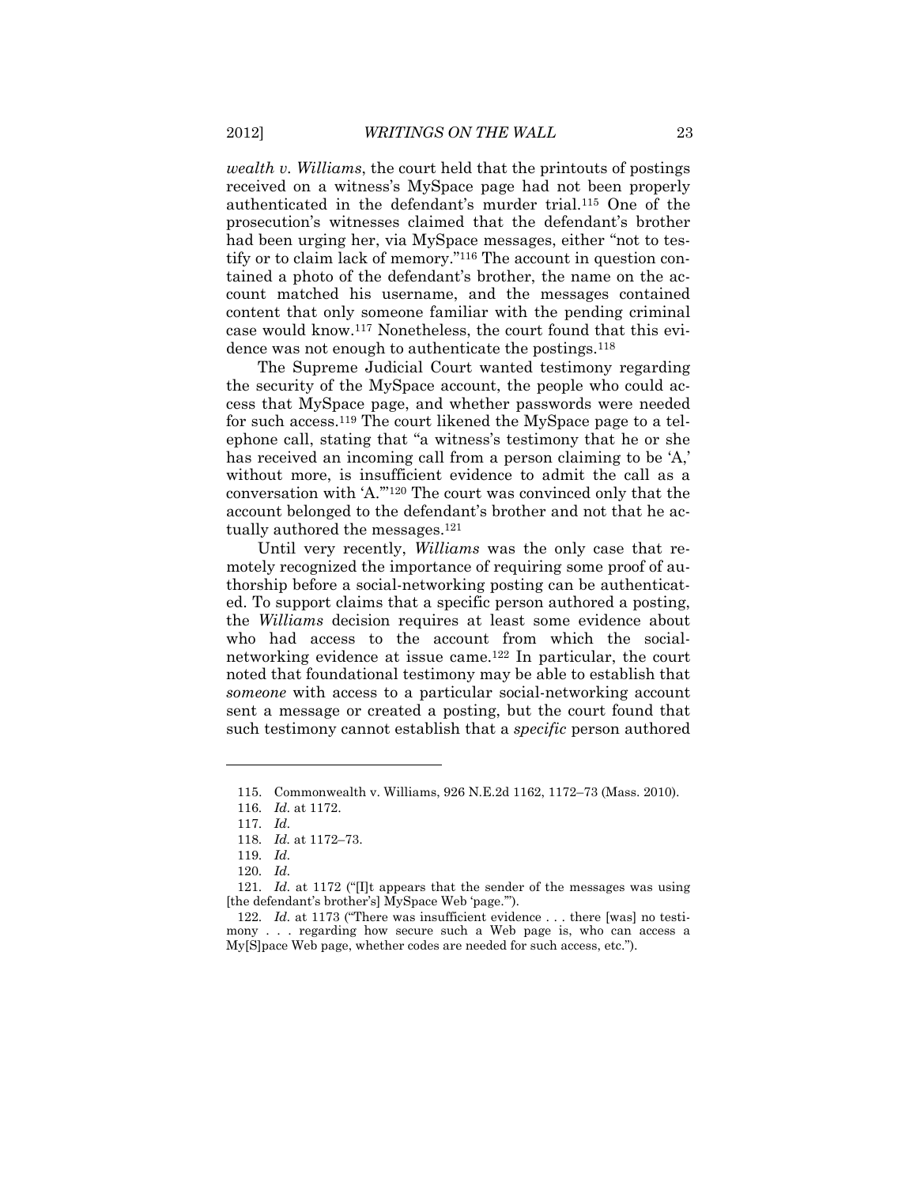*wealth v. Williams*, the court held that the printouts of postings received on a witness's MySpace page had not been properly authenticated in the defendant's murder trial.[115] One of the prosecution's witnesses claimed that the defendant's brother had been urging her, via MySpace messages, either "not to testify or to claim lack of memory."[116] The account in question contained a photo of the defendant's brother, the name on the account matched his username, and the messages contained content that only someone familiar with the pending criminal case would know.[117] Nonetheless, the court found that this evidence was not enough to authenticate the postings.[118]

The Supreme Judicial Court wanted testimony regarding the security of the MySpace account, the people who could access that MySpace page, and whether passwords were needed for such access.[119] The court likened the MySpace page to a telephone call, stating that "a witness's testimony that he or she has received an incoming call from a person claiming to be 'A,' without more, is insufficient evidence to admit the call as a conversation with 'A.'"[120] The court was convinced only that the account belonged to the defendant's brother and not that he actually authored the messages.[121]

Until very recently, *Williams* was the only case that remotely recognized the importance of requiring some proof of authorship before a social-networking posting can be authenticated. To support claims that a specific person authored a posting, the *Williams* decision requires at least some evidence about who had access to the account from which the social-networking evidence at issue came.[122] In particular, the court noted that foundational testimony may be able to establish that *someone* with access to a particular social-networking account sent a message or created a posting, but the court found that such testimony cannot establish that a *specific* person authored

---

115. Commonwealth v. Williams, 926 N.E.2d 1162, 1172–73 (Mass. 2010).

116. *Id.* at 1172.

117. *Id.*

118. *Id.* at 1172–73.

119. *Id.*

120. *Id.*

121. *Id.* at 1172 ("[I]t appears that the sender of the messages was using [the defendant's brother's] MySpace Web 'page.'").

122. *Id.* at 1173 ("There was insufficient evidence . . . there [was] no testimony . . . regarding how secure such a Web page is, who can access a My[S]pace Web page, whether codes are needed for such access, etc.").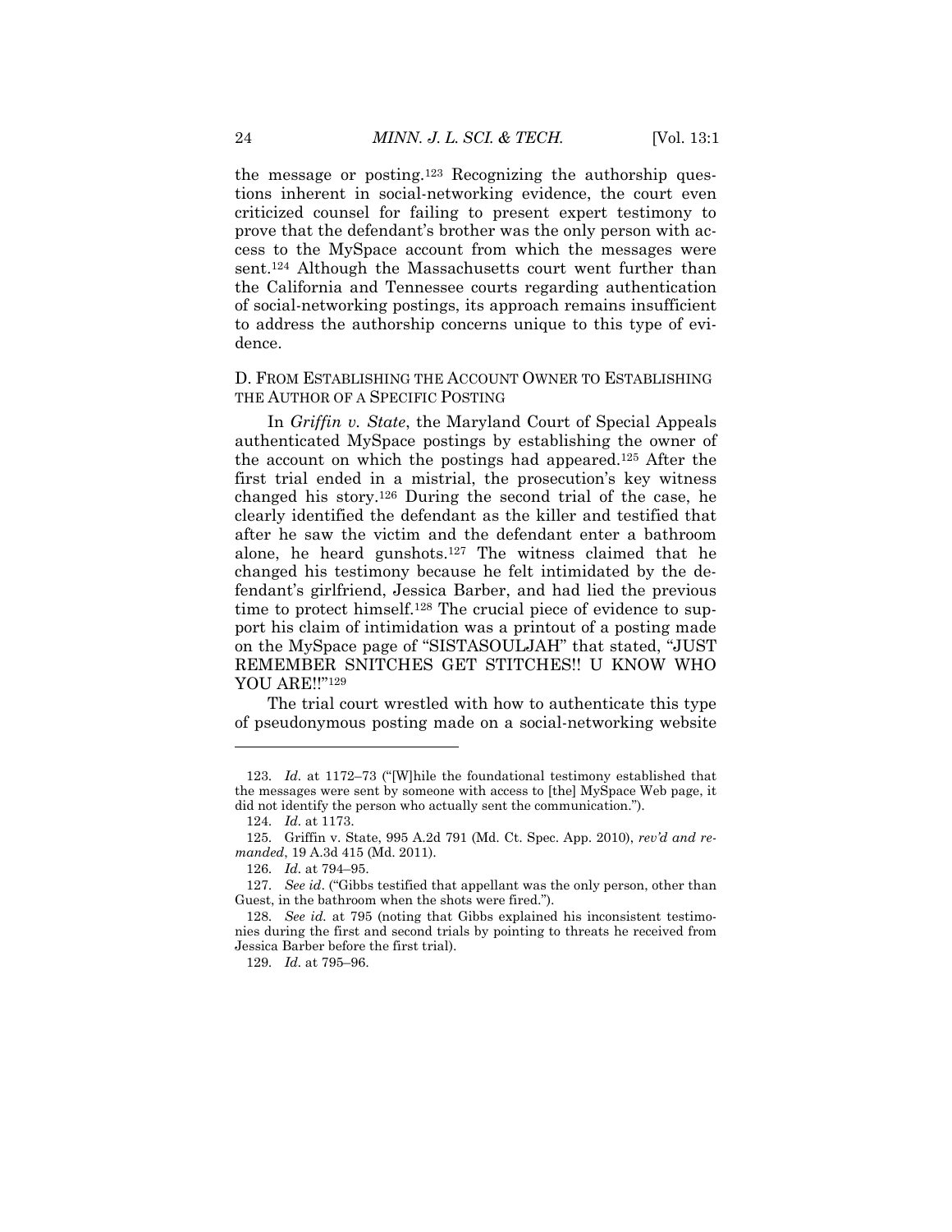the message or posting.[123] Recognizing the authorship questions inherent in social-networking evidence, the court even criticized counsel for failing to present expert testimony to prove that the defendant's brother was the only person with access to the MySpace account from which the messages were sent.[124] Although the Massachusetts court went further than the California and Tennessee courts regarding authentication of social-networking postings, its approach remains insufficient to address the authorship concerns unique to this type of evidence.

### D. From Establishing the Account Owner to Establishing the Author of a Specific Posting

In *Griffin v. State*, the Maryland Court of Special Appeals authenticated MySpace postings by establishing the owner of the account on which the postings had appeared.[125] After the first trial ended in a mistrial, the prosecution's key witness changed his story.[126] During the second trial of the case, he clearly identified the defendant as the killer and testified that after he saw the victim and the defendant enter a bathroom alone, he heard gunshots.[127] The witness claimed that he changed his testimony because he felt intimidated by the defendant's girlfriend, Jessica Barber, and had lied the previous time to protect himself.[128] The crucial piece of evidence to support his claim of intimidation was a printout of a posting made on the MySpace page of "SISTASOULJAH" that stated, "JUST REMEMBER SNITCHES GET STITCHES!! U KNOW WHO YOU ARE!!"[129]

The trial court wrestled with how to authenticate this type of pseudonymous posting made on a social-networking website

---

123. *Id.* at 1172–73 ("[W]hile the foundational testimony established that the messages were sent by someone with access to [the] MySpace Web page, it did not identify the person who actually sent the communication.").

124. *Id.* at 1173.

125. Griffin v. State, 995 A.2d 791 (Md. Ct. Spec. App. 2010), *rev'd and remanded*, 19 A.3d 415 (Md. 2011).

126. *Id.* at 794–95.

127. *See id*. ("Gibbs testified that appellant was the only person, other than Guest, in the bathroom when the shots were fired.").

128. *See id.* at 795 (noting that Gibbs explained his inconsistent testimonies during the first and second trials by pointing to threats he received from Jessica Barber before the first trial).

129. *Id*. at 795–96.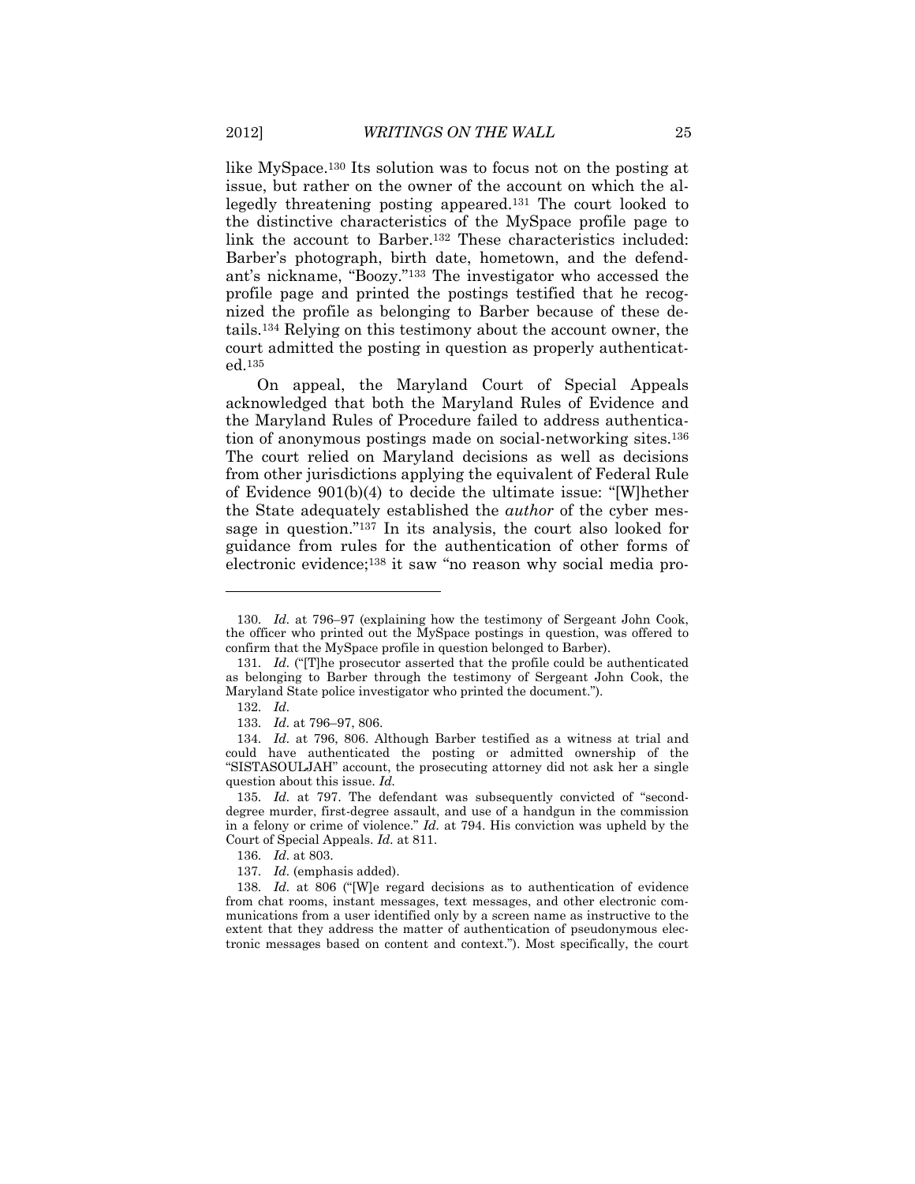like MySpace.[130] Its solution was to focus not on the posting at issue, but rather on the owner of the account on which the allegedly threatening posting appeared.[131] The court looked to the distinctive characteristics of the MySpace profile page to link the account to Barber.[132] These characteristics included: Barber's photograph, birth date, hometown, and the defendant's nickname, "Boozy."[133] The investigator who accessed the profile page and printed the postings testified that he recognized the profile as belonging to Barber because of these details.[134] Relying on this testimony about the account owner, the court admitted the posting in question as properly authenticated.[135]

On appeal, the Maryland Court of Special Appeals acknowledged that both the Maryland Rules of Evidence and the Maryland Rules of Procedure failed to address authentication of anonymous postings made on social-networking sites.[136] The court relied on Maryland decisions as well as decisions from other jurisdictions applying the equivalent of Federal Rule of Evidence 901(b)(4) to decide the ultimate issue: "[W]hether the State adequately established the *author* of the cyber message in question."[137] In its analysis, the court also looked for guidance from rules for the authentication of other forms of electronic evidence;[138] it saw "no reason why social media pro-

---

130. *Id.* at 796–97 (explaining how the testimony of Sergeant John Cook, the officer who printed out the MySpace postings in question, was offered to confirm that the MySpace profile in question belonged to Barber).

131. *Id.* ("[T]he prosecutor asserted that the profile could be authenticated as belonging to Barber through the testimony of Sergeant John Cook, the Maryland State police investigator who printed the document.").

132. *Id.*

133. *Id.* at 796–97, 806.

134. *Id.* at 796, 806. Although Barber testified as a witness at trial and could have authenticated the posting or admitted ownership of the "SISTASOULJAH" account, the prosecuting attorney did not ask her a single question about this issue. *Id.*

135. *Id.* at 797. The defendant was subsequently convicted of "second-degree murder, first-degree assault, and use of a handgun in the commission in a felony or crime of violence." *Id.* at 794. His conviction was upheld by the Court of Special Appeals. *Id.* at 811.

136. *Id.* at 803.

137. *Id.* (emphasis added).

138. *Id.* at 806 ("[W]e regard decisions as to authentication of evidence from chat rooms, instant messages, text messages, and other electronic communications from a user identified only by a screen name as instructive to the extent that they address the matter of authentication of pseudonymous electronic messages based on content and context."). Most specifically, the court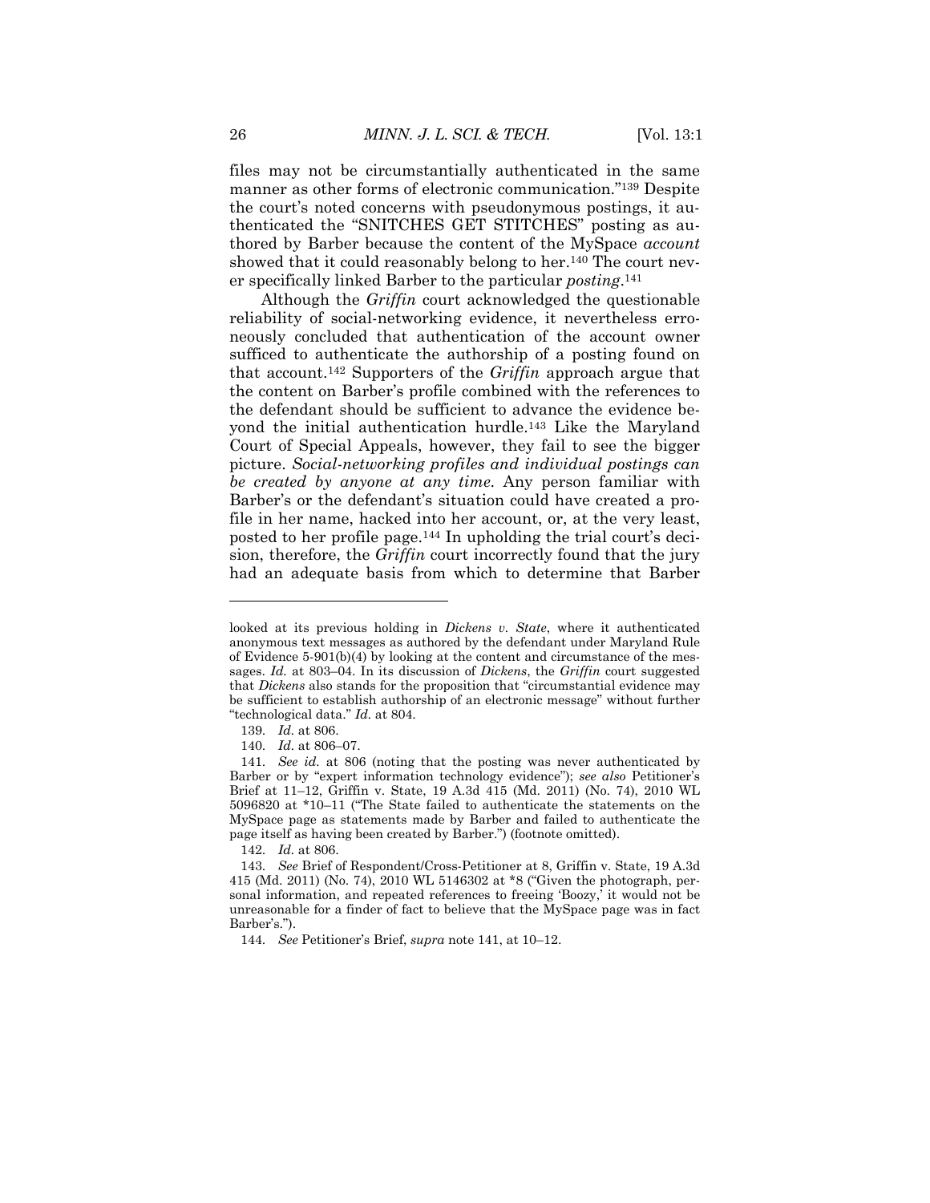files may not be circumstantially authenticated in the same manner as other forms of electronic communication."[139] Despite the court's noted concerns with pseudonymous postings, it authenticated the "SNITCHES GET STITCHES" posting as authored by Barber because the content of the MySpace *account* showed that it could reasonably belong to her.[140] The court never specifically linked Barber to the particular *posting*.[141]

Although the *Griffin* court acknowledged the questionable reliability of social-networking evidence, it nevertheless erroneously concluded that authentication of the account owner sufficed to authenticate the authorship of a posting found on that account.[142] Supporters of the *Griffin* approach argue that the content on Barber's profile combined with the references to the defendant should be sufficient to advance the evidence beyond the initial authentication hurdle.[143] Like the Maryland Court of Special Appeals, however, they fail to see the bigger picture. *Social-networking profiles and individual postings can be created by anyone at any time.* Any person familiar with Barber's or the defendant's situation could have created a profile in her name, hacked into her account, or, at the very least, posted to her profile page.[144] In upholding the trial court's decision, therefore, the *Griffin* court incorrectly found that the jury had an adequate basis from which to determine that Barber

---

looked at its previous holding in *Dickens v. State*, where it authenticated anonymous text messages as authored by the defendant under Maryland Rule of Evidence 5-901(b)(4) by looking at the content and circumstance of the messages. *Id.* at 803–04. In its discussion of *Dickens*, the *Griffin* court suggested that *Dickens* also stands for the proposition that "circumstantial evidence may be sufficient to establish authorship of an electronic message" without further "technological data." *Id.* at 804.

139. *Id.* at 806.

140. *Id.* at 806–07.

141. *See id.* at 806 (noting that the posting was never authenticated by Barber or by "expert information technology evidence"); *see also* Petitioner's Brief at 11–12, Griffin v. State, 19 A.3d 415 (Md. 2011) (No. 74), 2010 WL 5096820 at *10–11 ("The State failed to authenticate the statements on the MySpace page as statements made by Barber and failed to authenticate the page itself as having been created by Barber.") (footnote omitted).

142. *Id.* at 806.

143. *See* Brief of Respondent/Cross-Petitioner at 8, Griffin v. State, 19 A.3d 415 (Md. 2011) (No. 74), 2010 WL 5146302 at *8 ("Given the photograph, personal information, and repeated references to freeing 'Boozy,' it would not be unreasonable for a finder of fact to believe that the MySpace page was in fact Barber's.").

144. *See* Petitioner's Brief, *supra* note 141, at 10–12.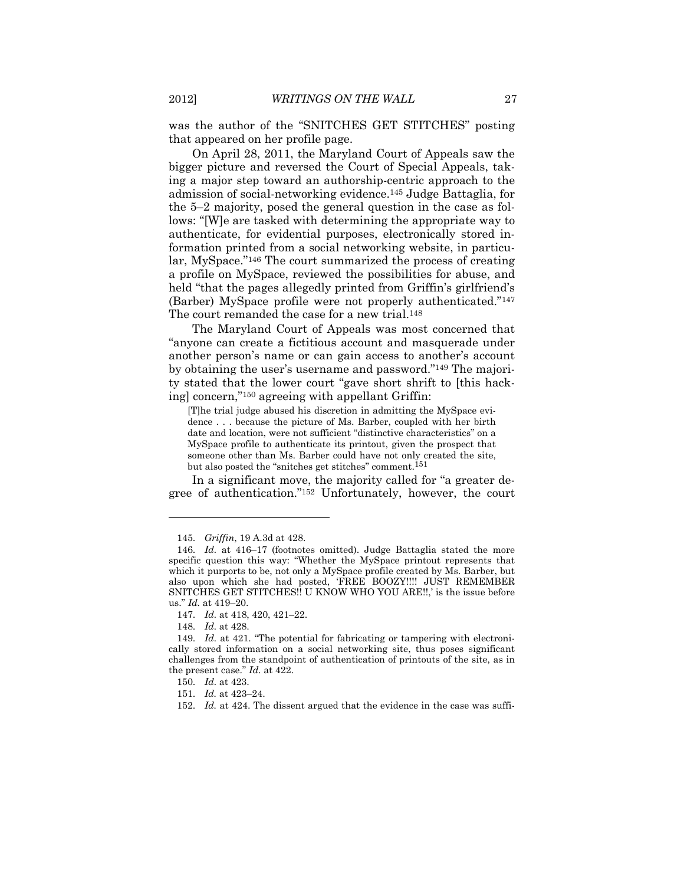was the author of the "SNITCHES GET STITCHES" posting that appeared on her profile page.

On April 28, 2011, the Maryland Court of Appeals saw the bigger picture and reversed the Court of Special Appeals, taking a major step toward an authorship-centric approach to the admission of social-networking evidence.[145] Judge Battaglia, for the 5–2 majority, posed the general question in the case as follows: "[W]e are tasked with determining the appropriate way to authenticate, for evidential purposes, electronically stored information printed from a social networking website, in particular, MySpace."[146] The court summarized the process of creating a profile on MySpace, reviewed the possibilities for abuse, and held "that the pages allegedly printed from Griffin's girlfriend's (Barber) MySpace profile were not properly authenticated."[147] The court remanded the case for a new trial.[148]

The Maryland Court of Appeals was most concerned that "anyone can create a fictitious account and masquerade under another person's name or can gain access to another's account by obtaining the user's username and password."[149] The majority stated that the lower court "gave short shrift to [this hacking] concern,"[150] agreeing with appellant Griffin:

> [T]he trial judge abused his discretion in admitting the MySpace evidence . . . because the picture of Ms. Barber, coupled with her birth date and location, were not sufficient "distinctive characteristics" on a MySpace profile to authenticate its printout, given the prospect that someone other than Ms. Barber could have not only created the site, but also posted the "snitches get stitches" comment.[151]

In a significant move, the majority called for "a greater degree of authentication."[152] Unfortunately, however, the court

---

145. *Griffin*, 19 A.3d at 428.

146. *Id.* at 416–17 (footnotes omitted). Judge Battaglia stated the more specific question this way: "Whether the MySpace printout represents that which it purports to be, not only a MySpace profile created by Ms. Barber, but also upon which she had posted, 'FREE BOOZY!!!! JUST REMEMBER SNITCHES GET STITCHES!! U KNOW WHO YOU ARE!!,' is the issue before us." *Id.* at 419–20.

147. *Id.* at 418, 420, 421–22.

148. *Id.* at 428.

149. *Id.* at 421. "The potential for fabricating or tampering with electronically stored information on a social networking site, thus poses significant challenges from the standpoint of authentication of printouts of the site, as in the present case." *Id.* at 422.

150. *Id.* at 423.

151. *Id.* at 423–24.

152. *Id.* at 424. The dissent argued that the evidence in the case was suffi-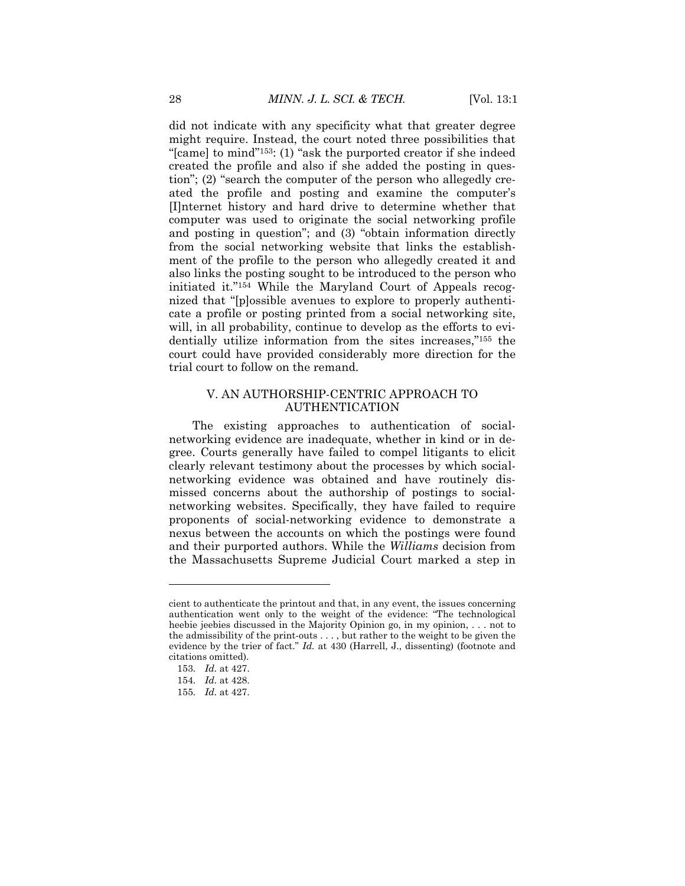did not indicate with any specificity what that greater degree might require. Instead, the court noted three possibilities that "[came] to mind"[153]: (1) "ask the purported creator if she indeed created the profile and also if she added the posting in question"; (2) "search the computer of the person who allegedly created the profile and posting and examine the computer's [I]nternet history and hard drive to determine whether that computer was used to originate the social networking profile and posting in question"; and (3) "obtain information directly from the social networking website that links the establishment of the profile to the person who allegedly created it and also links the posting sought to be introduced to the person who initiated it."[154] While the Maryland Court of Appeals recognized that "[p]ossible avenues to explore to properly authenticate a profile or posting printed from a social networking site, will, in all probability, continue to develop as the efforts to evidentially utilize information from the sites increases,"[155] the court could have provided considerably more direction for the trial court to follow on the remand.

## V. AN AUTHORSHIP-CENTRIC APPROACH TO AUTHENTICATION

The existing approaches to authentication of social-networking evidence are inadequate, whether in kind or in degree. Courts generally have failed to compel litigants to elicit clearly relevant testimony about the processes by which social-networking evidence was obtained and have routinely dismissed concerns about the authorship of postings to social-networking websites. Specifically, they have failed to require proponents of social-networking evidence to demonstrate a nexus between the accounts on which the postings were found and their purported authors. While the *Williams* decision from the Massachusetts Supreme Judicial Court marked a step in

---

cient to authenticate the printout and that, in any event, the issues concerning authentication went only to the weight of the evidence: "The technological heebie jeebies discussed in the Majority Opinion go, in my opinion, . . . not to the admissibility of the print-outs . . . , but rather to the weight to be given the evidence by the trier of fact." *Id.* at 430 (Harrell, J., dissenting) (footnote and citations omitted).

153. *Id.* at 427.

154. *Id.* at 428.

155. *Id.* at 427.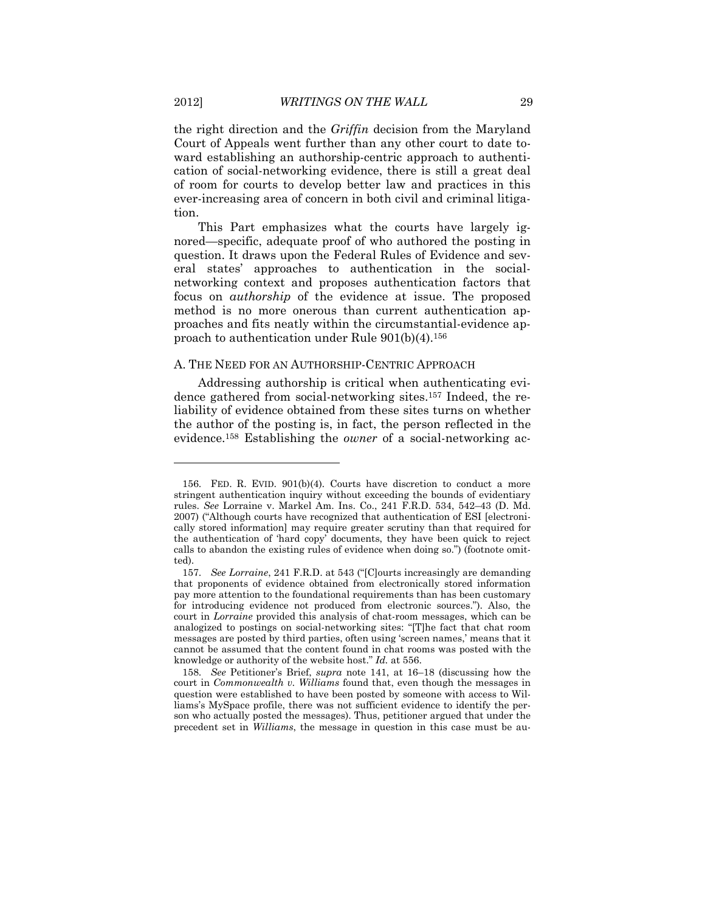the right direction and the *Griffin* decision from the Maryland Court of Appeals went further than any other court to date toward establishing an authorship-centric approach to authentication of social-networking evidence, there is still a great deal of room for courts to develop better law and practices in this ever-increasing area of concern in both civil and criminal litigation.

This Part emphasizes what the courts have largely ignored—specific, adequate proof of who authored the posting in question. It draws upon the Federal Rules of Evidence and several states' approaches to authentication in the social-networking context and proposes authentication factors that focus on *authorship* of the evidence at issue. The proposed method is no more onerous than current authentication approaches and fits neatly within the circumstantial-evidence approach to authentication under Rule 901(b)(4).[156]

## A. The Need for an Authorship-Centric Approach

Addressing authorship is critical when authenticating evidence gathered from social-networking sites.[157] Indeed, the reliability of evidence obtained from these sites turns on whether the author of the posting is, in fact, the person reflected in the evidence.[158] Establishing the *owner* of a social-networking ac-

---

156. FED. R. EVID. 901(b)(4). Courts have discretion to conduct a more stringent authentication inquiry without exceeding the bounds of evidentiary rules. *See* Lorraine v. Markel Am. Ins. Co., 241 F.R.D. 534, 542–43 (D. Md. 2007) ("Although courts have recognized that authentication of ESI [electronically stored information] may require greater scrutiny than that required for the authentication of 'hard copy' documents, they have been quick to reject calls to abandon the existing rules of evidence when doing so.") (footnote omitted).

157. *See Lorraine*, 241 F.R.D. at 543 ("[C]ourts increasingly are demanding that proponents of evidence obtained from electronically stored information pay more attention to the foundational requirements than has been customary for introducing evidence not produced from electronic sources."). Also, the court in *Lorraine* provided this analysis of chat-room messages, which can be analogized to postings on social-networking sites: "[T]he fact that chat room messages are posted by third parties, often using 'screen names,' means that it cannot be assumed that the content found in chat rooms was posted with the knowledge or authority of the website host." *Id.* at 556.

158. *See* Petitioner's Brief, *supra* note 141, at 16–18 (discussing how the court in *Commonwealth v. Williams* found that, even though the messages in question were established to have been posted by someone with access to Williams's MySpace profile, there was not sufficient evidence to identify the person who actually posted the messages). Thus, petitioner argued that under the precedent set in *Williams*, the message in question in this case must be au-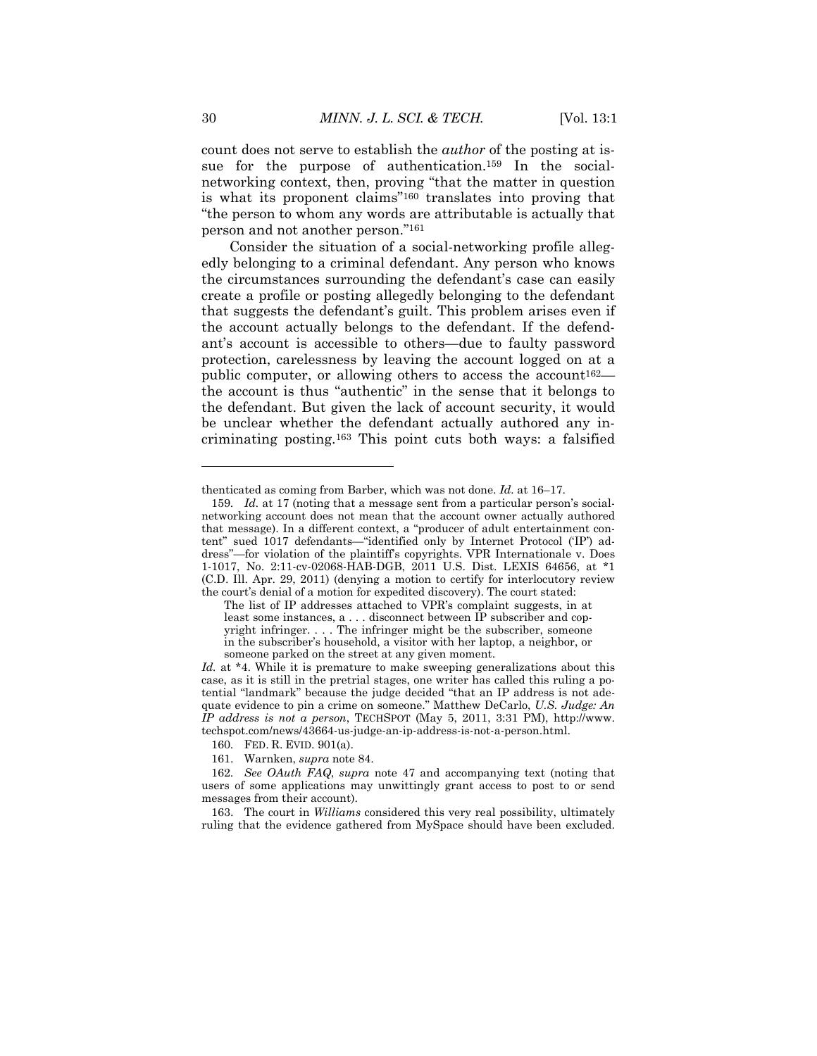count does not serve to establish the *author* of the posting at issue for the purpose of authentication.[159] In the social-networking context, then, proving "that the matter in question is what its proponent claims"[160] translates into proving that "the person to whom any words are attributable is actually that person and not another person."[161]

Consider the situation of a social-networking profile allegedly belonging to a criminal defendant. Any person who knows the circumstances surrounding the defendant's case can easily create a profile or posting allegedly belonging to the defendant that suggests the defendant's guilt. This problem arises even if the account actually belongs to the defendant. If the defendant's account is accessible to others—due to faulty password protection, carelessness by leaving the account logged on at a public computer, or allowing others to access the account[162]—the account is thus "authentic" in the sense that it belongs to the defendant. But given the lack of account security, it would be unclear whether the defendant actually authored any incriminating posting.[163] This point cuts both ways: a falsified

---

thenticated as coming from Barber, which was not done. *Id.* at 16–17.

159. *Id.* at 17 (noting that a message sent from a particular person's social-networking account does not mean that the account owner actually authored that message). In a different context, a "producer of adult entertainment content" sued 1017 defendants—"identified only by Internet Protocol ('IP') address"—for violation of the plaintiff's copyrights. VPR Internationale v. Does 1-1017, No. 2:11-cv-02068-HAB-DGB, 2011 U.S. Dist. LEXIS 64656, at *1 (C.D. Ill. Apr. 29, 2011) (denying a motion to certify for interlocutory review the court's denial of a motion for expedited discovery). The court stated:

> The list of IP addresses attached to VPR's complaint suggests, in at least some instances, a . . . disconnect between IP subscriber and copyright infringer. . . . The infringer might be the subscriber, someone in the subscriber's household, a visitor with her laptop, a neighbor, or someone parked on the street at any given moment.

*Id.* at *4. While it is premature to make sweeping generalizations about this case, as it is still in the pretrial stages, one writer has called this ruling a potential "landmark" because the judge decided "that an IP address is not adequate evidence to pin a crime on someone." Matthew DeCarlo, *U.S. Judge: An IP address is not a person*, TECHSPOT (May 5, 2011, 3:31 PM), http://www.techspot.com/news/43664-us-judge-an-ip-address-is-not-a-person.html.

160. FED. R. EVID. 901(a).

161. Warnken, *supra* note 84.

162. *See OAuth FAQ*, *supra* note 47 and accompanying text (noting that users of some applications may unwittingly grant access to post to or send messages from their account).

163. The court in *Williams* considered this very real possibility, ultimately ruling that the evidence gathered from MySpace should have been excluded.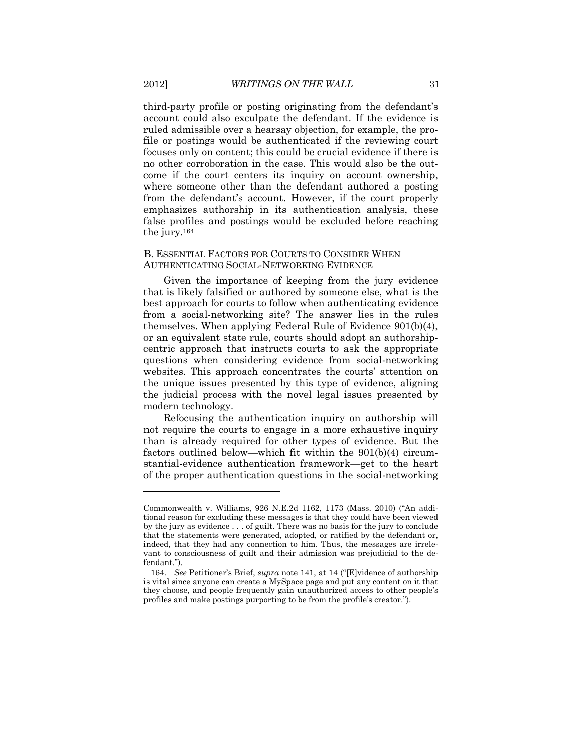third-party profile or posting originating from the defendant's account could also exculpate the defendant. If the evidence is ruled admissible over a hearsay objection, for example, the profile or postings would be authenticated if the reviewing court focuses only on content; this could be crucial evidence if there is no other corroboration in the case. This would also be the outcome if the court centers its inquiry on account ownership, where someone other than the defendant authored a posting from the defendant's account. However, if the court properly emphasizes authorship in its authentication analysis, these false profiles and postings would be excluded before reaching the jury.[164]

### B. Essential Factors for Courts to Consider When Authenticating Social-Networking Evidence

Given the importance of keeping from the jury evidence that is likely falsified or authored by someone else, what is the best approach for courts to follow when authenticating evidence from a social-networking site? The answer lies in the rules themselves. When applying Federal Rule of Evidence 901(b)(4), or an equivalent state rule, courts should adopt an authorship-centric approach that instructs courts to ask the appropriate questions when considering evidence from social-networking websites. This approach concentrates the courts' attention on the unique issues presented by this type of evidence, aligning the judicial process with the novel legal issues presented by modern technology.

Refocusing the authentication inquiry on authorship will not require the courts to engage in a more exhaustive inquiry than is already required for other types of evidence. But the factors outlined below—which fit within the 901(b)(4) circumstantial-evidence authentication framework—get to the heart of the proper authentication questions in the social-networking

---

Commonwealth v. Williams, 926 N.E.2d 1162, 1173 (Mass. 2010) ("An additional reason for excluding these messages is that they could have been viewed by the jury as evidence . . . of guilt. There was no basis for the jury to conclude that the statements were generated, adopted, or ratified by the defendant or, indeed, that they had any connection to him. Thus, the messages are irrelevant to consciousness of guilt and their admission was prejudicial to the defendant.").

164. *See* Petitioner's Brief, *supra* note 141, at 14 ("[E]vidence of authorship is vital since anyone can create a MySpace page and put any content on it that they choose, and people frequently gain unauthorized access to other people's profiles and make postings purporting to be from the profile's creator.").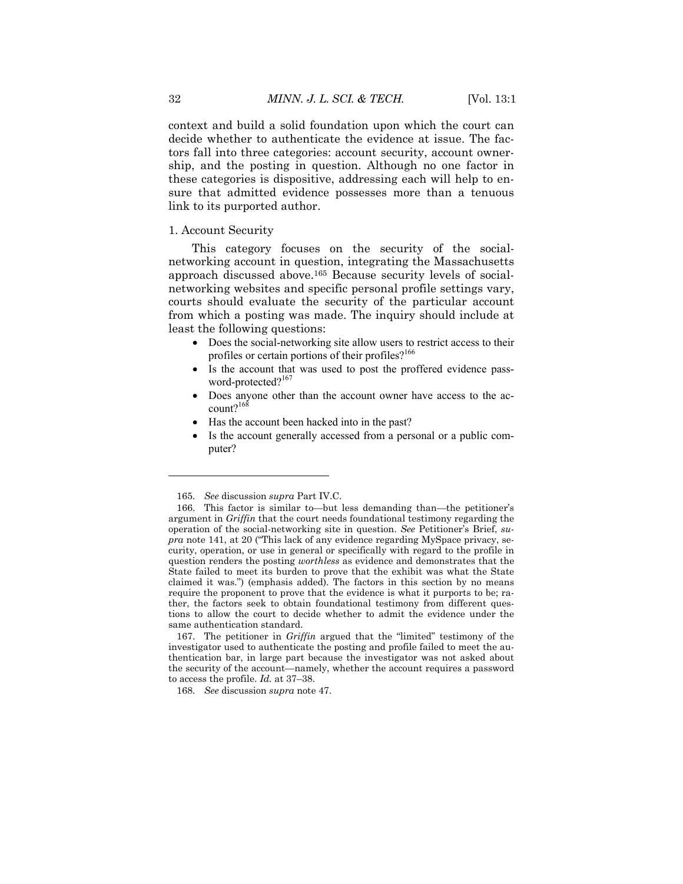context and build a solid foundation upon which the court can decide whether to authenticate the evidence at issue. The factors fall into three categories: account security, account ownership, and the posting in question. Although no one factor in these categories is dispositive, addressing each will help to ensure that admitted evidence possesses more than a tenuous link to its purported author.

1. Account Security

This category focuses on the security of the social-networking account in question, integrating the Massachusetts approach discussed above.[165] Because security levels of social-networking websites and specific personal profile settings vary, courts should evaluate the security of the particular account from which a posting was made. The inquiry should include at least the following questions:

- Does the social-networking site allow users to restrict access to their profiles or certain portions of their profiles?[166]
- Is the account that was used to post the proffered evidence password-protected?[167]
- Does anyone other than the account owner have access to the account?[168]
- Has the account been hacked into in the past?
- Is the account generally accessed from a personal or a public computer?

---

165. *See* discussion *supra* Part IV.C.

166. This factor is similar to—but less demanding than—the petitioner's argument in *Griffin* that the court needs foundational testimony regarding the operation of the social-networking site in question. *See* Petitioner's Brief, *supra* note 141, at 20 ("This lack of any evidence regarding MySpace privacy, security, operation, or use in general or specifically with regard to the profile in question renders the posting *worthless* as evidence and demonstrates that the State failed to meet its burden to prove that the exhibit was what the State claimed it was.") (emphasis added). The factors in this section by no means require the proponent to prove that the evidence is what it purports to be; rather, the factors seek to obtain foundational testimony from different questions to allow the court to decide whether to admit the evidence under the same authentication standard.

167. The petitioner in *Griffin* argued that the "limited" testimony of the investigator used to authenticate the posting and profile failed to meet the authentication bar, in large part because the investigator was not asked about the security of the account—namely, whether the account requires a password to access the profile. *Id.* at 37–38.

168. *See* discussion *supra* note 47.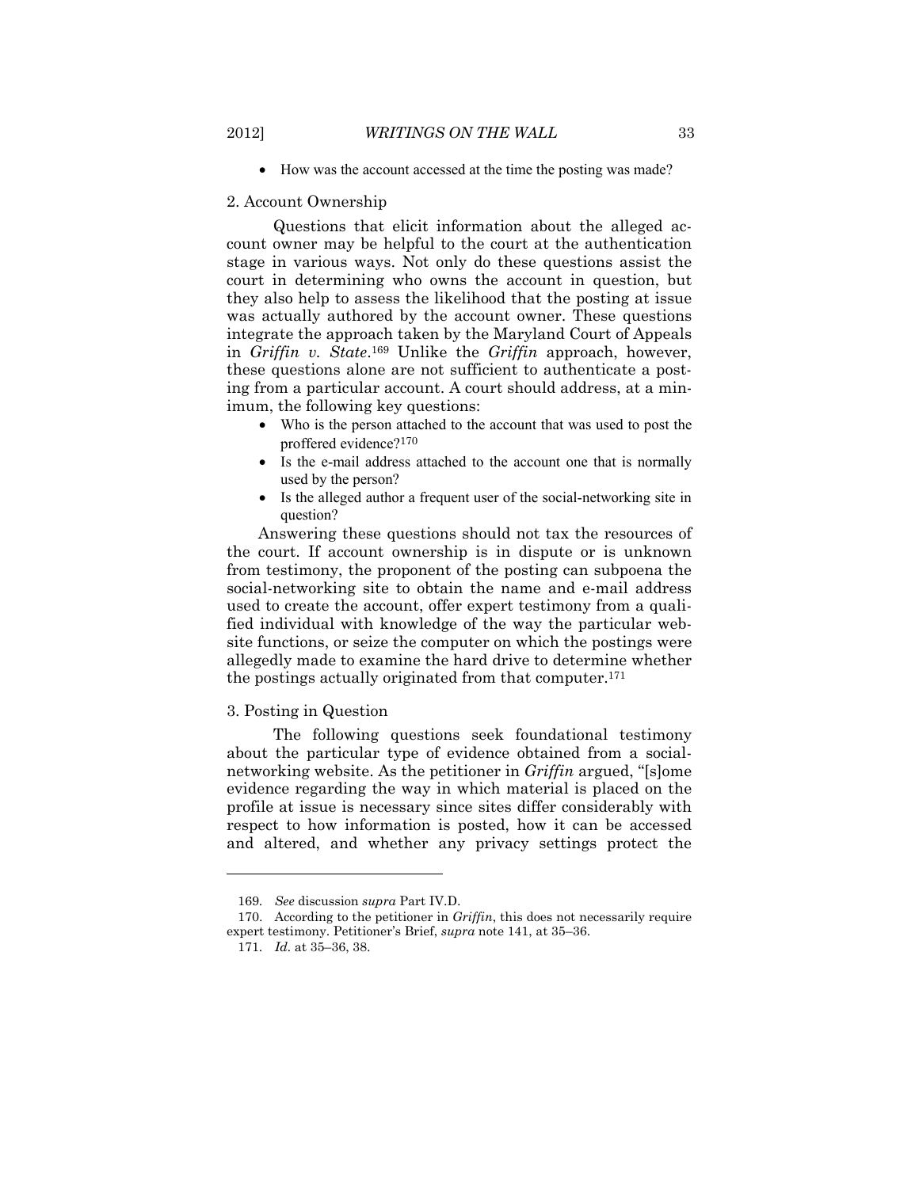- How was the account accessed at the time the posting was made?

2. Account Ownership

Questions that elicit information about the alleged account owner may be helpful to the court at the authentication stage in various ways. Not only do these questions assist the court in determining who owns the account in question, but they also help to assess the likelihood that the posting at issue was actually authored by the account owner. These questions integrate the approach taken by the Maryland Court of Appeals in *Griffin v. State*.[169] Unlike the *Griffin* approach, however, these questions alone are not sufficient to authenticate a posting from a particular account. A court should address, at a minimum, the following key questions:

- Who is the person attached to the account that was used to post the proffered evidence?[170]
- Is the e-mail address attached to the account one that is normally used by the person?
- Is the alleged author a frequent user of the social-networking site in question?

Answering these questions should not tax the resources of the court. If account ownership is in dispute or is unknown from testimony, the proponent of the posting can subpoena the social-networking site to obtain the name and e-mail address used to create the account, offer expert testimony from a qualified individual with knowledge of the way the particular website functions, or seize the computer on which the postings were allegedly made to examine the hard drive to determine whether the postings actually originated from that computer.[171]

3. Posting in Question

The following questions seek foundational testimony about the particular type of evidence obtained from a social-networking website. As the petitioner in *Griffin* argued, "[s]ome evidence regarding the way in which material is placed on the profile at issue is necessary since sites differ considerably with respect to how information is posted, how it can be accessed and altered, and whether any privacy settings protect the

---

169. *See* discussion *supra* Part IV.D.

170. According to the petitioner in *Griffin*, this does not necessarily require expert testimony. Petitioner's Brief, *supra* note 141, at 35–36.

171. *Id.* at 35–36, 38.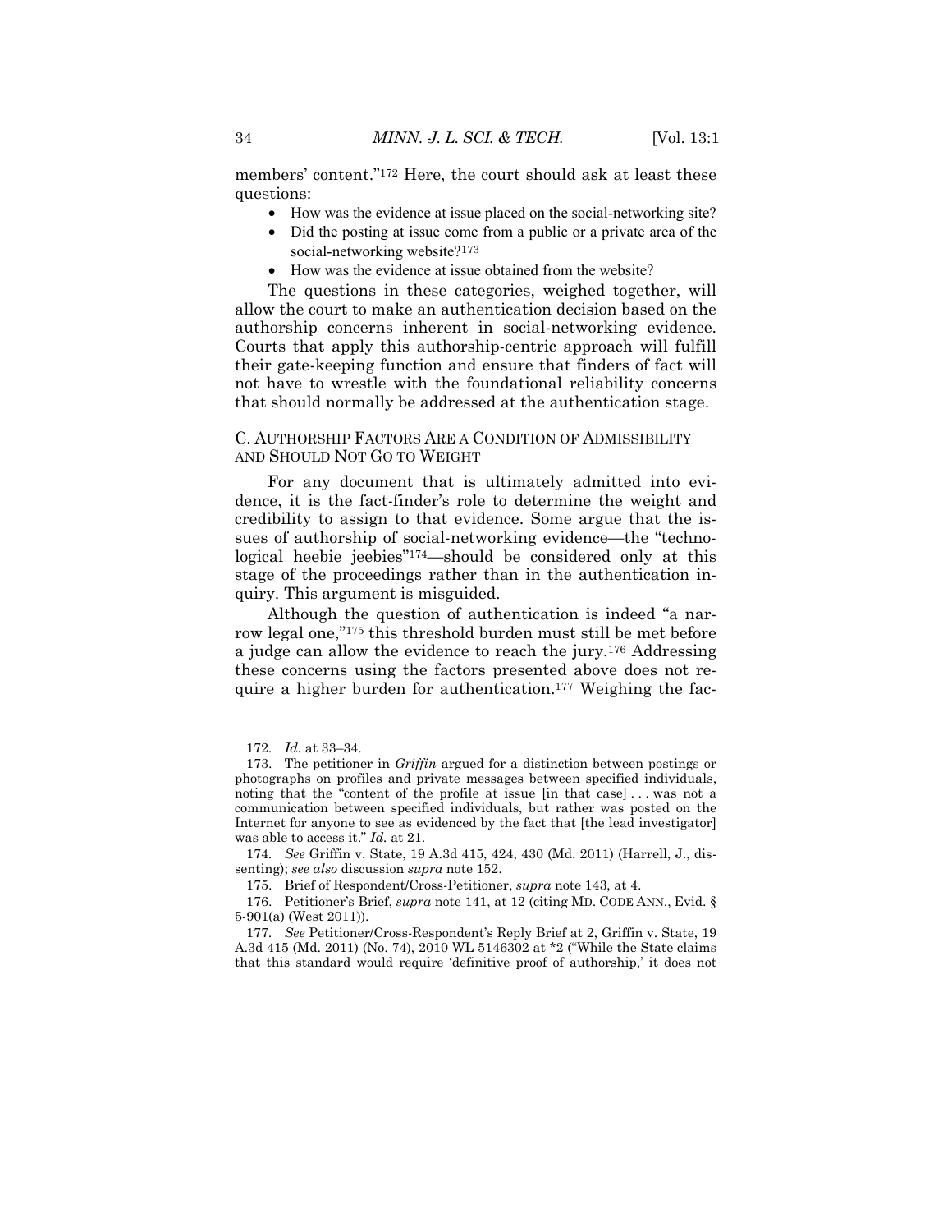members' content."[172] Here, the court should ask at least these questions:

- How was the evidence at issue placed on the social-networking site?
- Did the posting at issue come from a public or a private area of the social-networking website?[173]
- How was the evidence at issue obtained from the website?

The questions in these categories, weighed together, will allow the court to make an authentication decision based on the authorship concerns inherent in social-networking evidence. Courts that apply this authorship-centric approach will fulfill their gate-keeping function and ensure that finders of fact will not have to wrestle with the foundational reliability concerns that should normally be addressed at the authentication stage.

### C. AUTHORSHIP FACTORS ARE A CONDITION OF ADMISSIBILITY AND SHOULD NOT GO TO WEIGHT

For any document that is ultimately admitted into evidence, it is the fact-finder's role to determine the weight and credibility to assign to that evidence. Some argue that the issues of authorship of social-networking evidence—the "technological heebie jeebies"[174]—should be considered only at this stage of the proceedings rather than in the authentication inquiry. This argument is misguided.

Although the question of authentication is indeed "a narrow legal one,"[175] this threshold burden must still be met before a judge can allow the evidence to reach the jury.[176] Addressing these concerns using the factors presented above does not require a higher burden for authentication.[177] Weighing the fac-

---

172. *Id.* at 33–34.

173. The petitioner in *Griffin* argued for a distinction between postings or photographs on profiles and private messages between specified individuals, noting that the "content of the profile at issue [in that case] . . . was not a communication between specified individuals, but rather was posted on the Internet for anyone to see as evidenced by the fact that [the lead investigator] was able to access it." *Id.* at 21.

174. *See* Griffin v. State, 19 A.3d 415, 424, 430 (Md. 2011) (Harrell, J., dissenting); *see also* discussion *supra* note 152.

175. Brief of Respondent/Cross-Petitioner, *supra* note 143, at 4.

176. Petitioner's Brief, *supra* note 141, at 12 (citing MD. CODE ANN., Evid. § 5-901(a) (West 2011)).

177. *See* Petitioner/Cross-Respondent's Reply Brief at 2, Griffin v. State, 19 A.3d 415 (Md. 2011) (No. 74), 2010 WL 5146302 at *2 ("While the State claims that this standard would require 'definitive proof of authorship,' it does not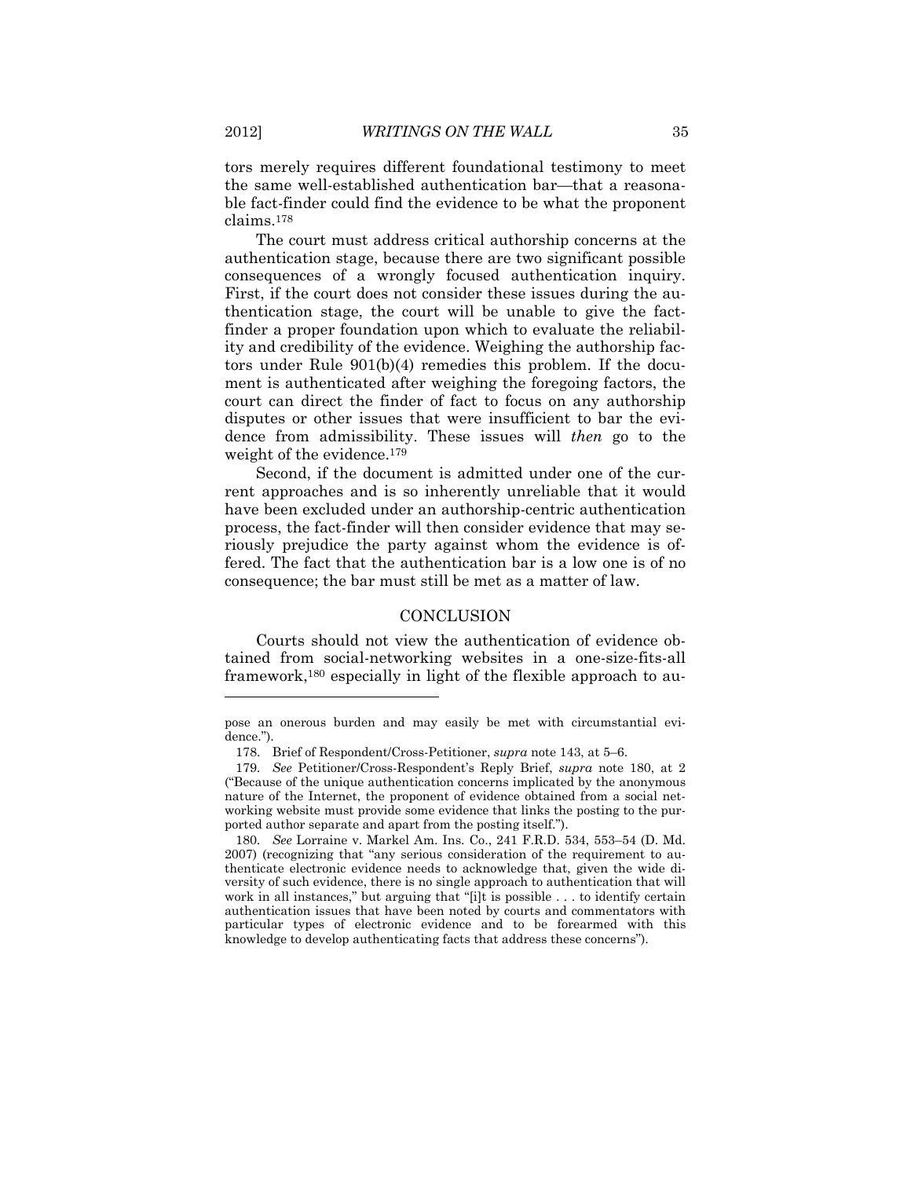tors merely requires different foundational testimony to meet the same well-established authentication bar—that a reasonable fact-finder could find the evidence to be what the proponent claims.[178]

The court must address critical authorship concerns at the authentication stage, because there are two significant possible consequences of a wrongly focused authentication inquiry. First, if the court does not consider these issues during the authentication stage, the court will be unable to give the fact-finder a proper foundation upon which to evaluate the reliability and credibility of the evidence. Weighing the authorship factors under Rule 901(b)(4) remedies this problem. If the document is authenticated after weighing the foregoing factors, the court can direct the finder of fact to focus on any authorship disputes or other issues that were insufficient to bar the evidence from admissibility. These issues will *then* go to the weight of the evidence.[179]

Second, if the document is admitted under one of the current approaches and is so inherently unreliable that it would have been excluded under an authorship-centric authentication process, the fact-finder will then consider evidence that may seriously prejudice the party against whom the evidence is offered. The fact that the authentication bar is a low one is of no consequence; the bar must still be met as a matter of law.

## CONCLUSION

Courts should not view the authentication of evidence obtained from social-networking websites in a one-size-fits-all framework,[180] especially in light of the flexible approach to au-

---

pose an onerous burden and may easily be met with circumstantial evidence.").

178. Brief of Respondent/Cross-Petitioner, *supra* note 143, at 5–6.

179. *See* Petitioner/Cross-Respondent's Reply Brief, *supra* note 180, at 2 ("Because of the unique authentication concerns implicated by the anonymous nature of the Internet, the proponent of evidence obtained from a social networking website must provide some evidence that links the posting to the purported author separate and apart from the posting itself.").

180. *See* Lorraine v. Markel Am. Ins. Co., 241 F.R.D. 534, 553–54 (D. Md. 2007) (recognizing that "any serious consideration of the requirement to authenticate electronic evidence needs to acknowledge that, given the wide diversity of such evidence, there is no single approach to authentication that will work in all instances," but arguing that "[i]t is possible . . . to identify certain authentication issues that have been noted by courts and commentators with particular types of electronic evidence and to be forearmed with this knowledge to develop authenticating facts that address these concerns").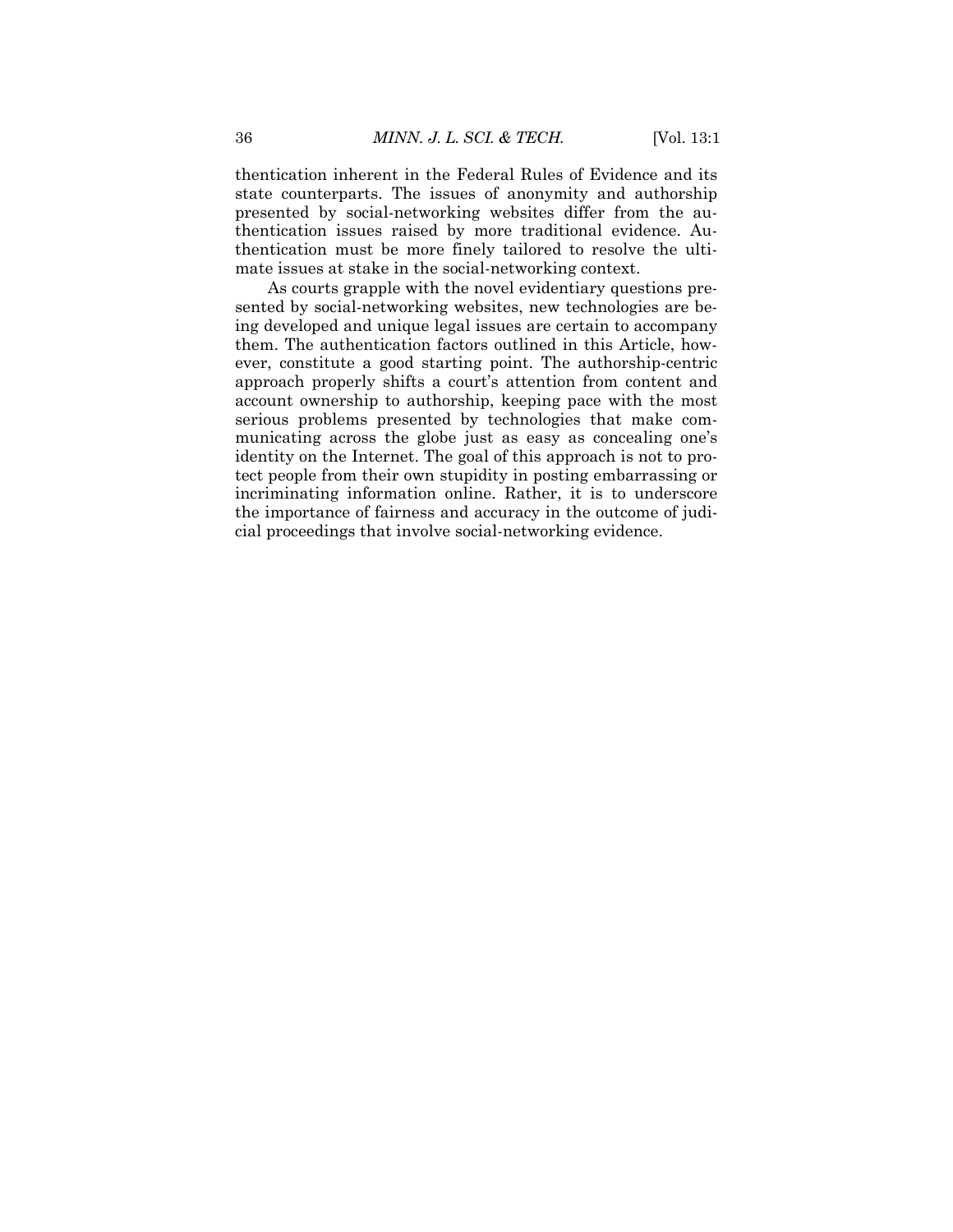thentication inherent in the Federal Rules of Evidence and its state counterparts. The issues of anonymity and authorship presented by social-networking websites differ from the authentication issues raised by more traditional evidence. Authentication must be more finely tailored to resolve the ultimate issues at stake in the social-networking context.

As courts grapple with the novel evidentiary questions presented by social-networking websites, new technologies are being developed and unique legal issues are certain to accompany them. The authentication factors outlined in this Article, however, constitute a good starting point. The authorship-centric approach properly shifts a court's attention from content and account ownership to authorship, keeping pace with the most serious problems presented by technologies that make communicating across the globe just as easy as concealing one's identity on the Internet. The goal of this approach is not to protect people from their own stupidity in posting embarrassing or incriminating information online. Rather, it is to underscore the importance of fairness and accuracy in the outcome of judicial proceedings that involve social-networking evidence.